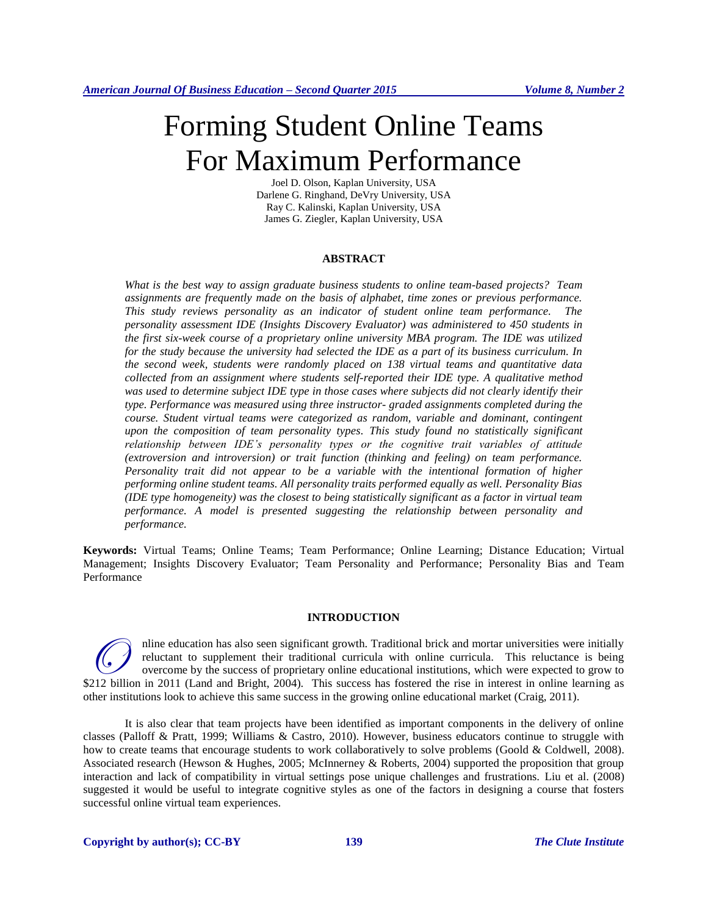# Forming Student Online Teams For Maximum Performance

Joel D. Olson, Kaplan University, USA
Darlene G. Ringhand, DeVry University, USA
Ray C. Kalinski, Kaplan University, USA
James G. Ziegler, Kaplan University, USA

## ABSTRACT

*What is the best way to assign graduate business students to online team-based projects? Team assignments are frequently made on the basis of alphabet, time zones or previous performance. This study reviews personality as an indicator of student online team performance. The personality assessment IDE (Insights Discovery Evaluator) was administered to 450 students in the first six-week course of a proprietary online university MBA program. The IDE was utilized for the study because the university had selected the IDE as a part of its business curriculum. In the second week, students were randomly placed on 138 virtual teams and quantitative data collected from an assignment where students self-reported their IDE type. A qualitative method was used to determine subject IDE type in those cases where subjects did not clearly identify their type. Performance was measured using three instructor- graded assignments completed during the course. Student virtual teams were categorized as random, variable and dominant, contingent upon the composition of team personality types. This study found no statistically significant relationship between IDE's personality types or the cognitive trait variables of attitude (extroversion and introversion) or trait function (thinking and feeling) on team performance. Personality trait did not appear to be a variable with the intentional formation of higher performing online student teams. All personality traits performed equally as well. Personality Bias (IDE type homogeneity) was the closest to being statistically significant as a factor in virtual team performance. A model is presented suggesting the relationship between personality and performance.*

**Keywords:** Virtual Teams; Online Teams; Team Performance; Online Learning; Distance Education; Virtual Management; Insights Discovery Evaluator; Team Personality and Performance; Personality Bias and Team Performance

## INTRODUCTION

Online education has also seen significant growth. Traditional brick and mortar universities were initially reluctant to supplement their traditional curricula with online curricula. This reluctance is being overcome by the success of proprietary online educational institutions, which were expected to grow to $212 billion in 2011 (Land and Bright, 2004). This success has fostered the rise in interest in online learning as other institutions look to achieve this same success in the growing online educational market (Craig, 2011).

It is also clear that team projects have been identified as important components in the delivery of online classes (Palloff & Pratt, 1999; Williams & Castro, 2010). However, business educators continue to struggle with how to create teams that encourage students to work collaboratively to solve problems (Goold & Coldwell, 2008). Associated research (Hewson & Hughes, 2005; McInnerney & Roberts, 2004) supported the proposition that group interaction and lack of compatibility in virtual settings pose unique challenges and frustrations. Liu et al. (2008) suggested it would be useful to integrate cognitive styles as one of the factors in designing a course that fosters successful online virtual team experiences.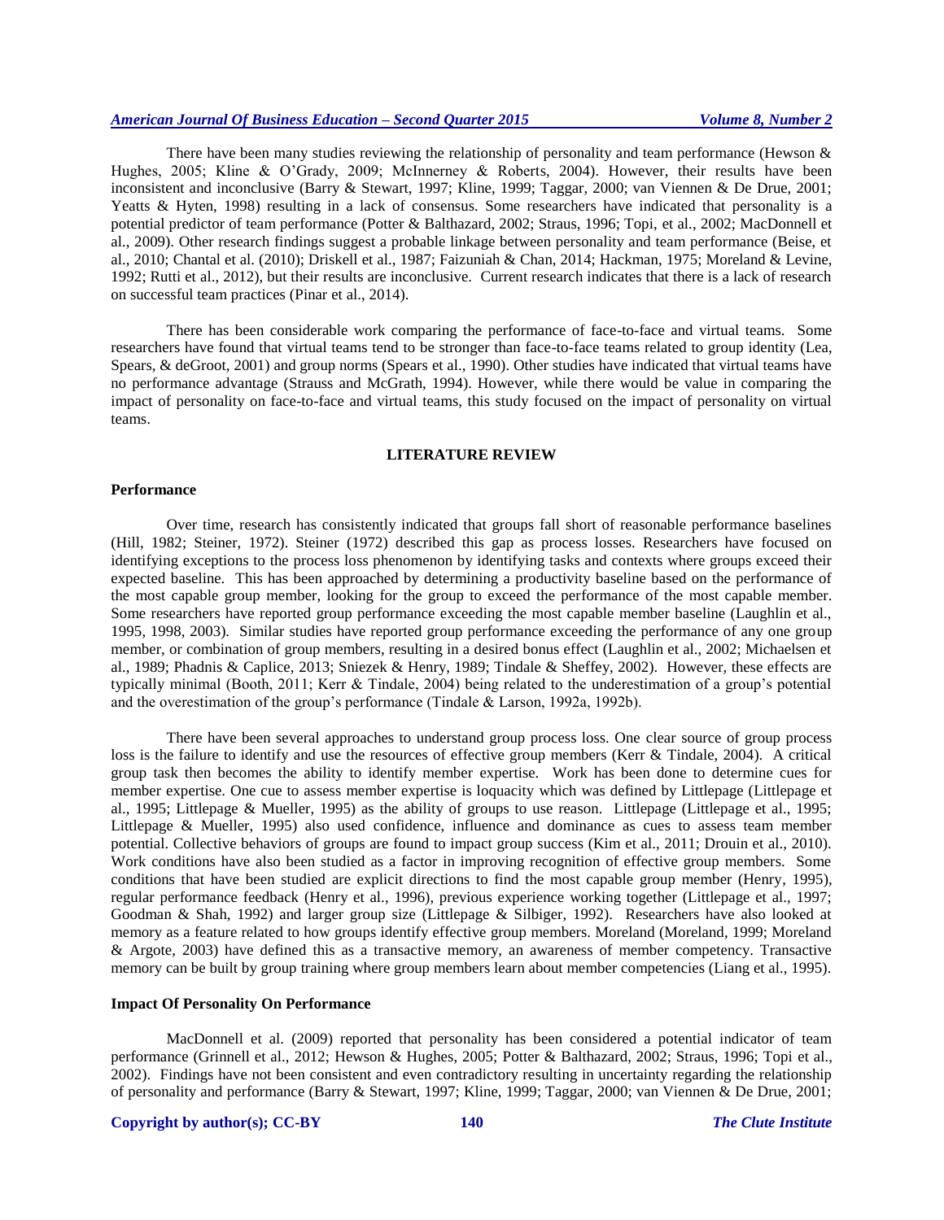There have been many studies reviewing the relationship of personality and team performance (Hewson & Hughes, 2005; Kline & O'Grady, 2009; McInnerney & Roberts, 2004). However, their results have been inconsistent and inconclusive (Barry & Stewart, 1997; Kline, 1999; Taggar, 2000; van Viennen & De Drue, 2001; Yeatts & Hyten, 1998) resulting in a lack of consensus. Some researchers have indicated that personality is a potential predictor of team performance (Potter & Balthazard, 2002; Straus, 1996; Topi, et al., 2002; MacDonnell et al., 2009). Other research findings suggest a probable linkage between personality and team performance (Beise, et al., 2010; Chantal et al. (2010); Driskell et al., 1987; Faizuniah & Chan, 2014; Hackman, 1975; Moreland & Levine, 1992; Rutti et al., 2012), but their results are inconclusive. Current research indicates that there is a lack of research on successful team practices (Pinar et al., 2014).

There has been considerable work comparing the performance of face-to-face and virtual teams. Some researchers have found that virtual teams tend to be stronger than face-to-face teams related to group identity (Lea, Spears, & deGroot, 2001) and group norms (Spears et al., 1990). Other studies have indicated that virtual teams have no performance advantage (Strauss and McGrath, 1994). However, while there would be value in comparing the impact of personality on face-to-face and virtual teams, this study focused on the impact of personality on virtual teams.

## LITERATURE REVIEW

### Performance

Over time, research has consistently indicated that groups fall short of reasonable performance baselines (Hill, 1982; Steiner, 1972). Steiner (1972) described this gap as process losses. Researchers have focused on identifying exceptions to the process loss phenomenon by identifying tasks and contexts where groups exceed their expected baseline. This has been approached by determining a productivity baseline based on the performance of the most capable group member, looking for the group to exceed the performance of the most capable member. Some researchers have reported group performance exceeding the most capable member baseline (Laughlin et al., 1995, 1998, 2003). Similar studies have reported group performance exceeding the performance of any one group member, or combination of group members, resulting in a desired bonus effect (Laughlin et al., 2002; Michaelsen et al., 1989; Phadnis & Caplice, 2013; Sniezek & Henry, 1989; Tindale & Sheffey, 2002). However, these effects are typically minimal (Booth, 2011; Kerr & Tindale, 2004) being related to the underestimation of a group's potential and the overestimation of the group's performance (Tindale & Larson, 1992a, 1992b).

There have been several approaches to understand group process loss. One clear source of group process loss is the failure to identify and use the resources of effective group members (Kerr & Tindale, 2004). A critical group task then becomes the ability to identify member expertise. Work has been done to determine cues for member expertise. One cue to assess member expertise is loquacity which was defined by Littlepage (Littlepage et al., 1995; Littlepage & Mueller, 1995) as the ability of groups to use reason. Littlepage (Littlepage et al., 1995; Littlepage & Mueller, 1995) also used confidence, influence and dominance as cues to assess team member potential. Collective behaviors of groups are found to impact group success (Kim et al., 2011; Drouin et al., 2010). Work conditions have also been studied as a factor in improving recognition of effective group members. Some conditions that have been studied are explicit directions to find the most capable group member (Henry, 1995), regular performance feedback (Henry et al., 1996), previous experience working together (Littlepage et al., 1997; Goodman & Shah, 1992) and larger group size (Littlepage & Silbiger, 1992). Researchers have also looked at memory as a feature related to how groups identify effective group members. Moreland (Moreland, 1999; Moreland & Argote, 2003) have defined this as a transactive memory, an awareness of member competency. Transactive memory can be built by group training where group members learn about member competencies (Liang et al., 1995).

### Impact Of Personality On Performance

MacDonnell et al. (2009) reported that personality has been considered a potential indicator of team performance (Grinnell et al., 2012; Hewson & Hughes, 2005; Potter & Balthazard, 2002; Straus, 1996; Topi et al., 2002). Findings have not been consistent and even contradictory resulting in uncertainty regarding the relationship of personality and performance (Barry & Stewart, 1997; Kline, 1999; Taggar, 2000; van Viennen & De Drue, 2001;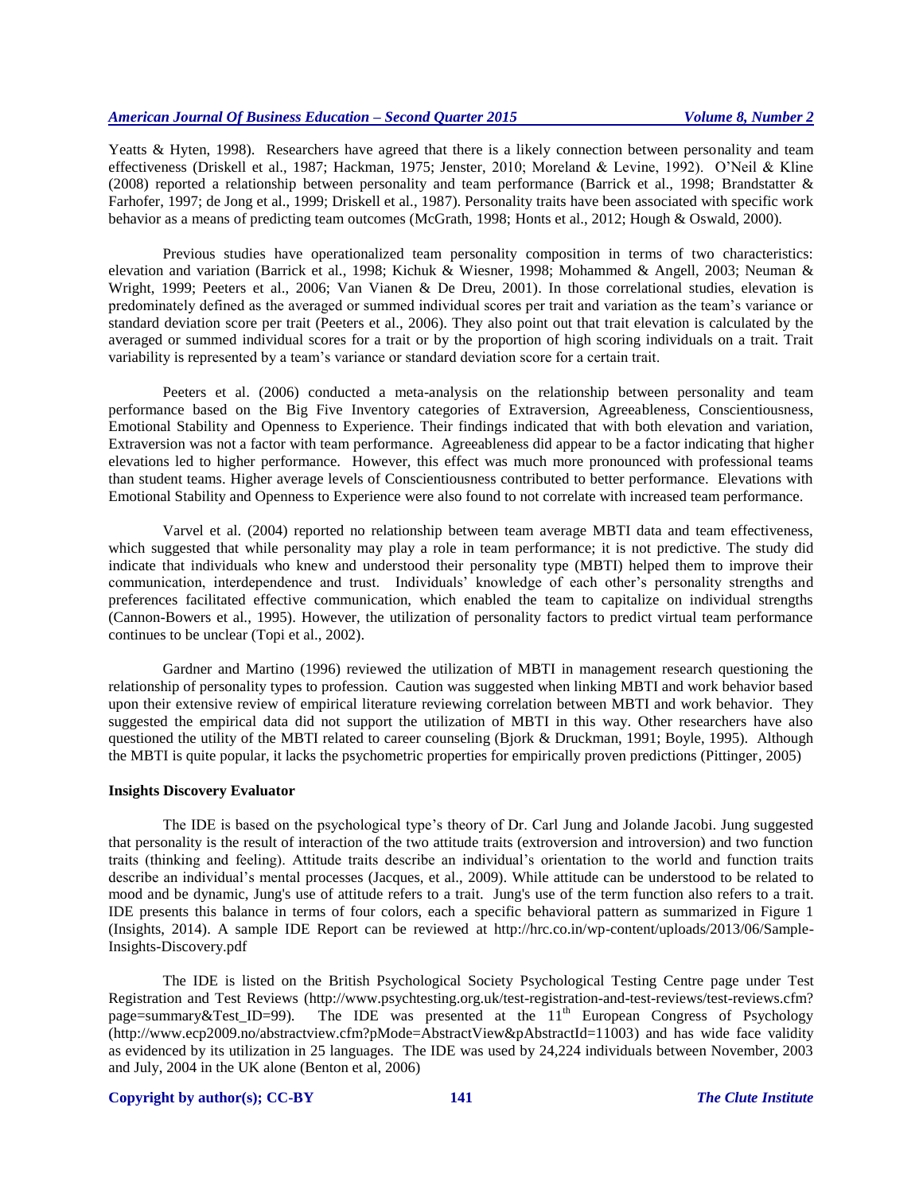Yeatts & Hyten, 1998). Researchers have agreed that there is a likely connection between personality and team effectiveness (Driskell et al., 1987; Hackman, 1975; Jenster, 2010; Moreland & Levine, 1992). O'Neil & Kline (2008) reported a relationship between personality and team performance (Barrick et al., 1998; Brandstatter & Farhofer, 1997; de Jong et al., 1999; Driskell et al., 1987). Personality traits have been associated with specific work behavior as a means of predicting team outcomes (McGrath, 1998; Honts et al., 2012; Hough & Oswald, 2000).

Previous studies have operationalized team personality composition in terms of two characteristics: elevation and variation (Barrick et al., 1998; Kichuk & Wiesner, 1998; Mohammed & Angell, 2003; Neuman & Wright, 1999; Peeters et al., 2006; Van Vianen & De Dreu, 2001). In those correlational studies, elevation is predominately defined as the averaged or summed individual scores per trait and variation as the team's variance or standard deviation score per trait (Peeters et al., 2006). They also point out that trait elevation is calculated by the averaged or summed individual scores for a trait or by the proportion of high scoring individuals on a trait. Trait variability is represented by a team's variance or standard deviation score for a certain trait.

Peeters et al. (2006) conducted a meta-analysis on the relationship between personality and team performance based on the Big Five Inventory categories of Extraversion, Agreeableness, Conscientiousness, Emotional Stability and Openness to Experience. Their findings indicated that with both elevation and variation, Extraversion was not a factor with team performance. Agreeableness did appear to be a factor indicating that higher elevations led to higher performance. However, this effect was much more pronounced with professional teams than student teams. Higher average levels of Conscientiousness contributed to better performance. Elevations with Emotional Stability and Openness to Experience were also found to not correlate with increased team performance.

Varvel et al. (2004) reported no relationship between team average MBTI data and team effectiveness, which suggested that while personality may play a role in team performance; it is not predictive. The study did indicate that individuals who knew and understood their personality type (MBTI) helped them to improve their communication, interdependence and trust. Individuals' knowledge of each other's personality strengths and preferences facilitated effective communication, which enabled the team to capitalize on individual strengths (Cannon-Bowers et al., 1995). However, the utilization of personality factors to predict virtual team performance continues to be unclear (Topi et al., 2002).

Gardner and Martino (1996) reviewed the utilization of MBTI in management research questioning the relationship of personality types to profession. Caution was suggested when linking MBTI and work behavior based upon their extensive review of empirical literature reviewing correlation between MBTI and work behavior. They suggested the empirical data did not support the utilization of MBTI in this way. Other researchers have also questioned the utility of the MBTI related to career counseling (Bjork & Druckman, 1991; Boyle, 1995). Although the MBTI is quite popular, it lacks the psychometric properties for empirically proven predictions (Pittinger, 2005)

### Insights Discovery Evaluator

The IDE is based on the psychological type's theory of Dr. Carl Jung and Jolande Jacobi. Jung suggested that personality is the result of interaction of the two attitude traits (extroversion and introversion) and two function traits (thinking and feeling). Attitude traits describe an individual's orientation to the world and function traits describe an individual's mental processes (Jacques, et al., 2009). While attitude can be understood to be related to mood and be dynamic, Jung's use of attitude refers to a trait. Jung's use of the term function also refers to a trait. IDE presents this balance in terms of four colors, each a specific behavioral pattern as summarized in Figure 1 (Insights, 2014). A sample IDE Report can be reviewed at http://hrc.co.in/wp-content/uploads/2013/06/Sample-Insights-Discovery.pdf

The IDE is listed on the British Psychological Society Psychological Testing Centre page under Test Registration and Test Reviews (http://www.psychtesting.org.uk/test-registration-and-test-reviews/test-reviews.cfm?page=summary&Test_ID=99). The IDE was presented at the 11th European Congress of Psychology (http://www.ecp2009.no/abstractview.cfm?pMode=AbstractView&pAbstractId=11003) and has wide face validity as evidenced by its utilization in 25 languages. The IDE was used by 24,224 individuals between November, 2003 and July, 2004 in the UK alone (Benton et al, 2006)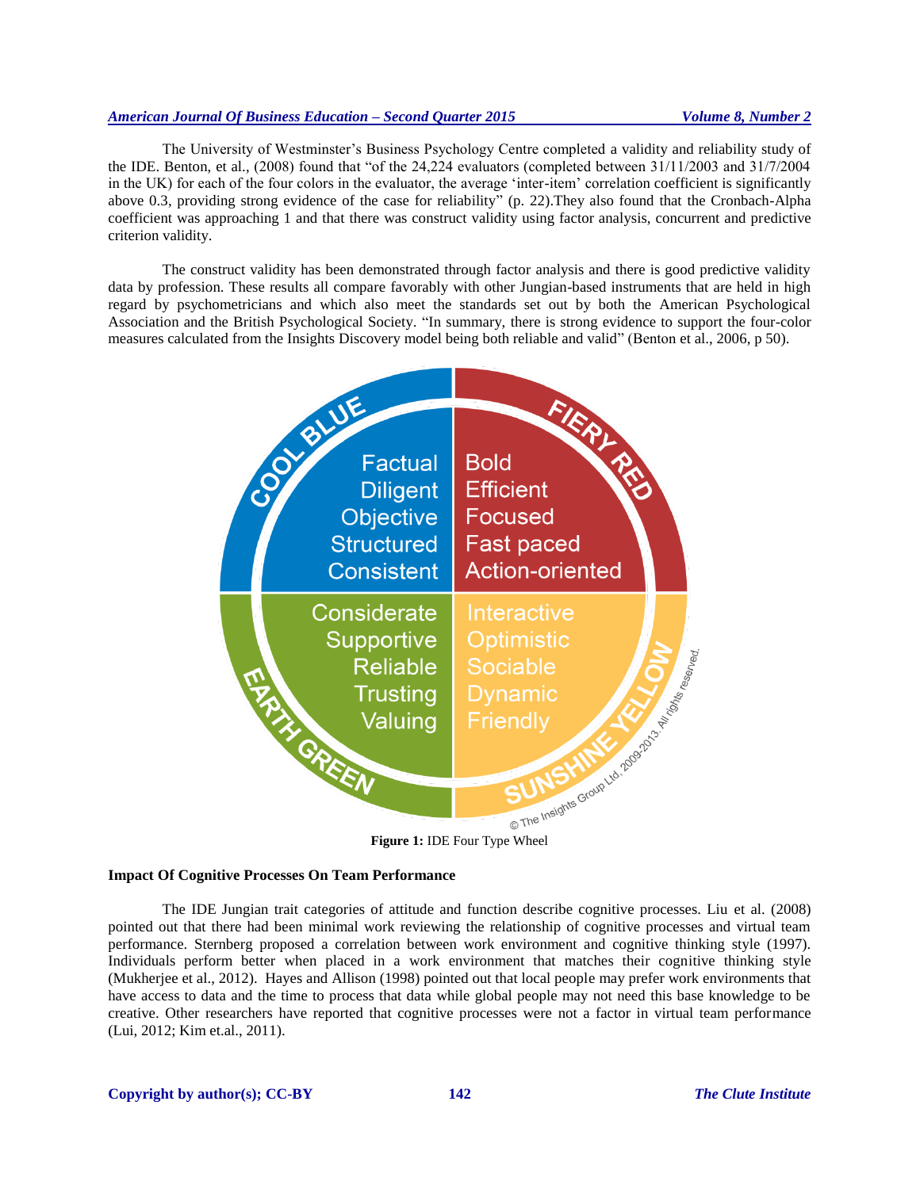The University of Westminster's Business Psychology Centre completed a validity and reliability study of the IDE. Benton, et al., (2008) found that "of the 24,224 evaluators (completed between 31/11/2003 and 31/7/2004 in the UK) for each of the four colors in the evaluator, the average 'inter-item' correlation coefficient is significantly above 0.3, providing strong evidence of the case for reliability" (p. 22).They also found that the Cronbach-Alpha coefficient was approaching 1 and that there was construct validity using factor analysis, concurrent and predictive criterion validity.

The construct validity has been demonstrated through factor analysis and there is good predictive validity data by profession. These results all compare favorably with other Jungian-based instruments that are held in high regard by psychometricians and which also meet the standards set out by both the American Psychological Association and the British Psychological Society. "In summary, there is strong evidence to support the four-color measures calculated from the Insights Discovery model being both reliable and valid" (Benton et al., 2006, p 50).

**Figure 1:** IDE Four Type Wheel

## Impact Of Cognitive Processes On Team Performance

The IDE Jungian trait categories of attitude and function describe cognitive processes. Liu et al. (2008) pointed out that there had been minimal work reviewing the relationship of cognitive processes and virtual team performance. Sternberg proposed a correlation between work environment and cognitive thinking style (1997). Individuals perform better when placed in a work environment that matches their cognitive thinking style (Mukherjee et al., 2012). Hayes and Allison (1998) pointed out that local people may prefer work environments that have access to data and the time to process that data while global people may not need this base knowledge to be creative. Other researchers have reported that cognitive processes were not a factor in virtual team performance (Lui, 2012; Kim et.al., 2011).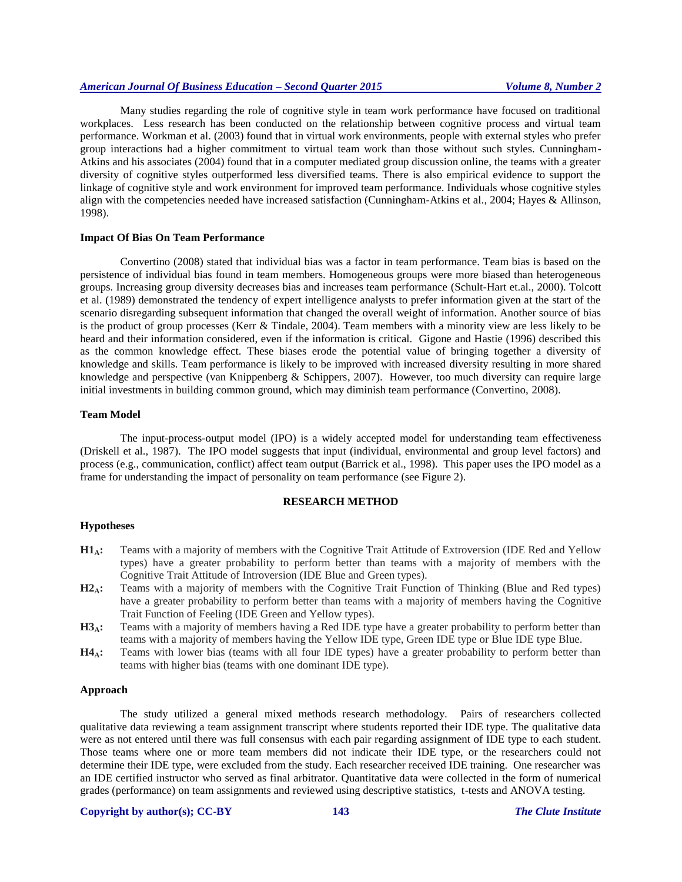Many studies regarding the role of cognitive style in team work performance have focused on traditional workplaces. Less research has been conducted on the relationship between cognitive process and virtual team performance. Workman et al. (2003) found that in virtual work environments, people with external styles who prefer group interactions had a higher commitment to virtual team work than those without such styles. Cunningham-Atkins and his associates (2004) found that in a computer mediated group discussion online, the teams with a greater diversity of cognitive styles outperformed less diversified teams. There is also empirical evidence to support the linkage of cognitive style and work environment for improved team performance. Individuals whose cognitive styles align with the competencies needed have increased satisfaction (Cunningham-Atkins et al., 2004; Hayes & Allinson, 1998).

### Impact Of Bias On Team Performance

Convertino (2008) stated that individual bias was a factor in team performance. Team bias is based on the persistence of individual bias found in team members. Homogeneous groups were more biased than heterogeneous groups. Increasing group diversity decreases bias and increases team performance (Schult-Hart et.al., 2000). Tolcott et al. (1989) demonstrated the tendency of expert intelligence analysts to prefer information given at the start of the scenario disregarding subsequent information that changed the overall weight of information. Another source of bias is the product of group processes (Kerr & Tindale, 2004). Team members with a minority view are less likely to be heard and their information considered, even if the information is critical. Gigone and Hastie (1996) described this as the common knowledge effect. These biases erode the potential value of bringing together a diversity of knowledge and skills. Team performance is likely to be improved with increased diversity resulting in more shared knowledge and perspective (van Knippenberg & Schippers, 2007). However, too much diversity can require large initial investments in building common ground, which may diminish team performance (Convertino, 2008).

### Team Model

The input-process-output model (IPO) is a widely accepted model for understanding team effectiveness (Driskell et al., 1987). The IPO model suggests that input (individual, environmental and group level factors) and process (e.g., communication, conflict) affect team output (Barrick et al., 1998). This paper uses the IPO model as a frame for understanding the impact of personality on team performance (see Figure 2).

## RESEARCH METHOD

### Hypotheses

- **$H1_A$:** Teams with a majority of members with the Cognitive Trait Attitude of Extroversion (IDE Red and Yellow types) have a greater probability to perform better than teams with a majority of members with the Cognitive Trait Attitude of Introversion (IDE Blue and Green types).
- **$H2_A$:** Teams with a majority of members with the Cognitive Trait Function of Thinking (Blue and Red types) have a greater probability to perform better than teams with a majority of members having the Cognitive Trait Function of Feeling (IDE Green and Yellow types).
- **$H3_A$:** Teams with a majority of members having a Red IDE type have a greater probability to perform better than teams with a majority of members having the Yellow IDE type, Green IDE type or Blue IDE type Blue.
- **$H4_A$:** Teams with lower bias (teams with all four IDE types) have a greater probability to perform better than teams with higher bias (teams with one dominant IDE type).

### Approach

The study utilized a general mixed methods research methodology. Pairs of researchers collected qualitative data reviewing a team assignment transcript where students reported their IDE type. The qualitative data were as not entered until there was full consensus with each pair regarding assignment of IDE type to each student. Those teams where one or more team members did not indicate their IDE type, or the researchers could not determine their IDE type, were excluded from the study. Each researcher received IDE training. One researcher was an IDE certified instructor who served as final arbitrator. Quantitative data were collected in the form of numerical grades (performance) on team assignments and reviewed using descriptive statistics, t-tests and ANOVA testing.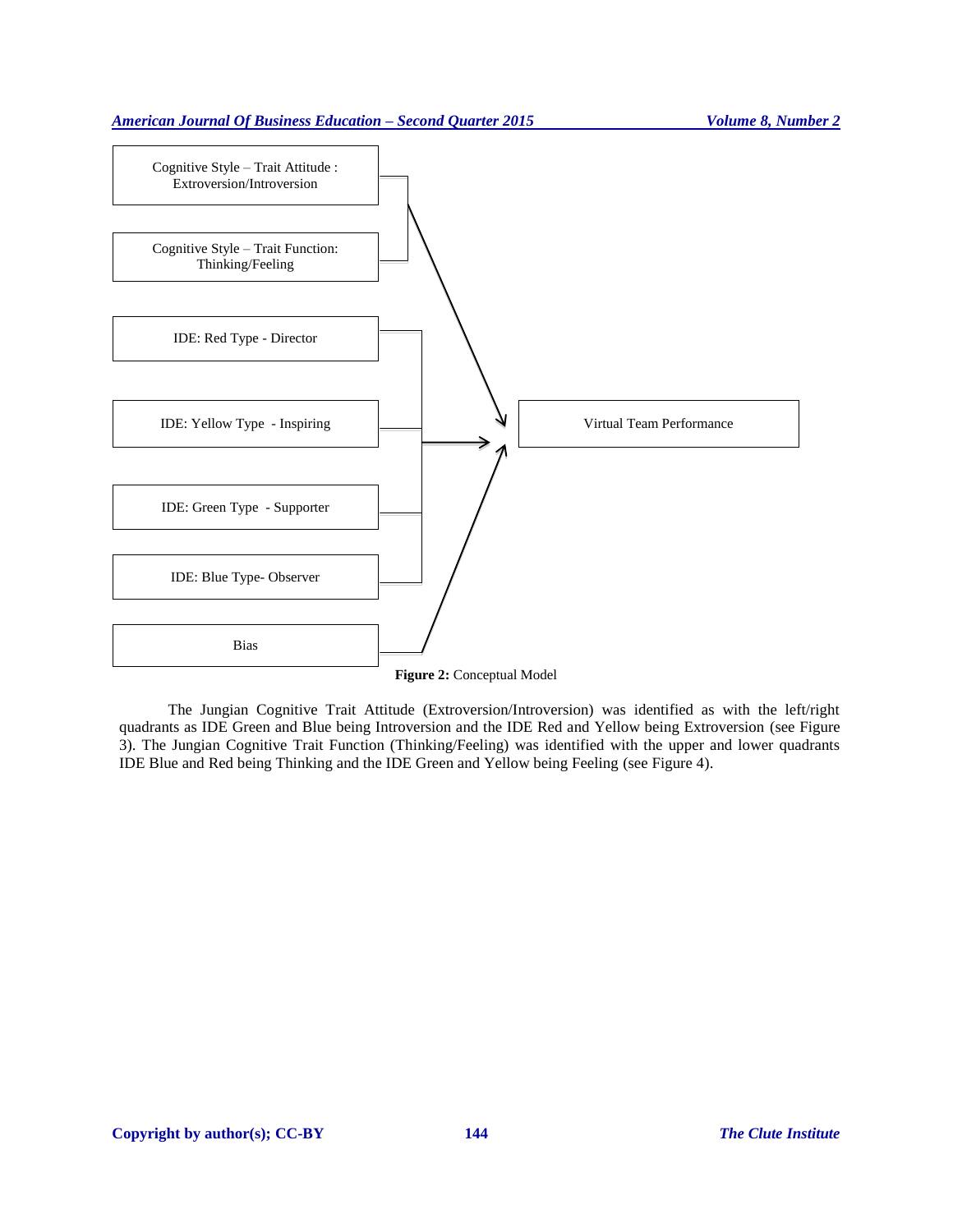Cognitive Style – Trait Attitude : Extroversion/Introversion

Cognitive Style – Trait Function: Thinking/Feeling

IDE: Red Type - Director

IDE: Yellow Type - Inspiring

IDE: Green Type - Supporter

IDE: Blue Type- Observer

Bias

Virtual Team Performance

**Figure 2:** Conceptual Model

The Jungian Cognitive Trait Attitude (Extroversion/Introversion) was identified as with the left/right quadrants as IDE Green and Blue being Introversion and the IDE Red and Yellow being Extroversion (see Figure 3). The Jungian Cognitive Trait Function (Thinking/Feeling) was identified with the upper and lower quadrants IDE Blue and Red being Thinking and the IDE Green and Yellow being Feeling (see Figure 4).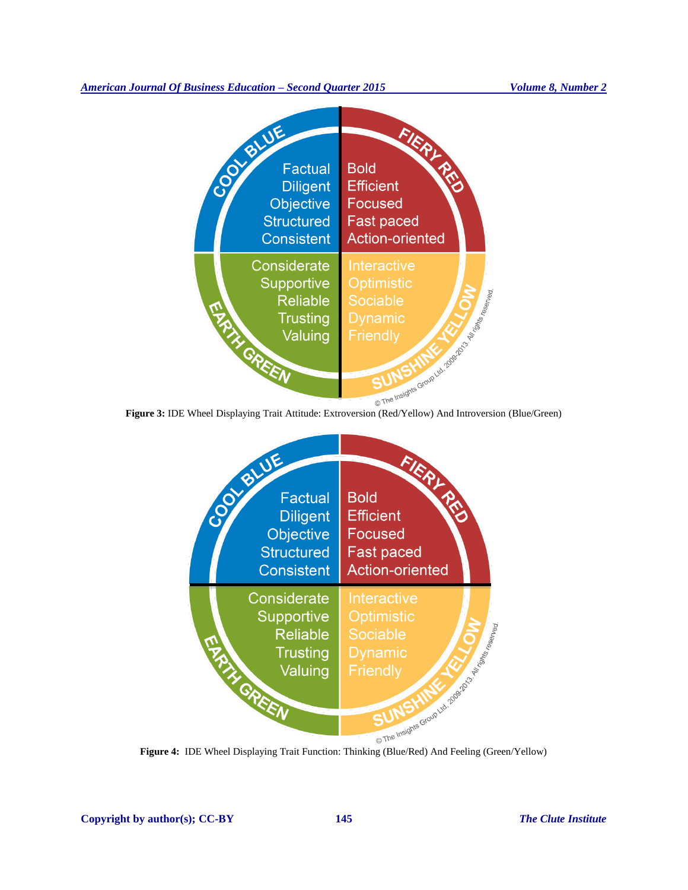COOL BLUE

Factual
Diligent
Objective
Structured
Consistent

FIERY RED

Bold
Efficient
Focused
Fast paced
Action-oriented

EARTH GREEN

Considerate
Supportive
Reliable
Trusting
Valuing

SUNSHINE YELLOW

Interactive
Optimistic
Sociable
Dynamic
Friendly

© The Insights Group Ltd, 2009-2013. All rights reserved.

**Figure 3:** IDE Wheel Displaying Trait Attitude: Extroversion (Red/Yellow) And Introversion (Blue/Green)

COOL BLUE

Factual
Diligent
Objective
Structured
Consistent

FIERY RED

Bold
Efficient
Focused
Fast paced
Action-oriented

EARTH GREEN

Considerate
Supportive
Reliable
Trusting
Valuing

SUNSHINE YELLOW

Interactive
Optimistic
Sociable
Dynamic
Friendly

© The Insights Group Ltd, 2009-2013. All rights reserved.

**Figure 4:** IDE Wheel Displaying Trait Function: Thinking (Blue/Red) And Feeling (Green/Yellow)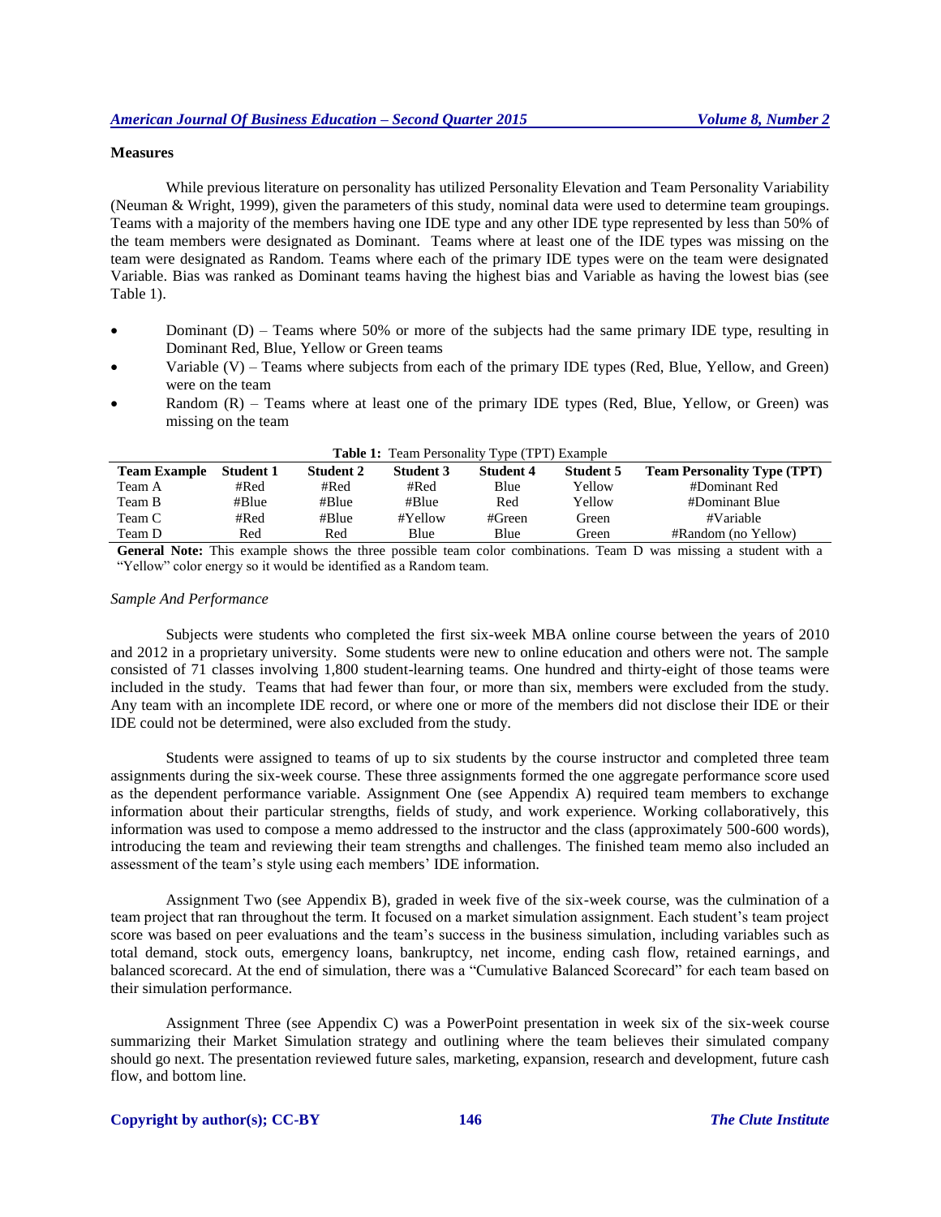### Measures

While previous literature on personality has utilized Personality Elevation and Team Personality Variability (Neuman & Wright, 1999), given the parameters of this study, nominal data were used to determine team groupings. Teams with a majority of the members having one IDE type and any other IDE type represented by less than 50% of the team members were designated as Dominant. Teams where at least one of the IDE types was missing on the team were designated as Random. Teams where each of the primary IDE types were on the team were designated Variable. Bias was ranked as Dominant teams having the highest bias and Variable as having the lowest bias (see Table 1).

- Dominant (D) – Teams where 50% or more of the subjects had the same primary IDE type, resulting in Dominant Red, Blue, Yellow or Green teams
- Variable (V) – Teams where subjects from each of the primary IDE types (Red, Blue, Yellow, and Green) were on the team
- Random (R) – Teams where at least one of the primary IDE types (Red, Blue, Yellow, or Green) was missing on the team

**Table 1:** Team Personality Type (TPT) Example

| Team Example | Student 1 | Student 2 | Student 3 | Student 4 | Student 5 | Team Personality Type (TPT) |
|---|---|---|---|---|---|---|
| Team A | #Red | #Red | #Red | Blue | Yellow | #Dominant Red |
| Team B | #Blue | #Blue | #Blue | Red | Yellow | #Dominant Blue |
| Team C | #Red | #Blue | #Yellow | #Green | Green | #Variable |
| Team D | Red | Red | Blue | Blue | Green | #Random (no Yellow) |

**General Note:** This example shows the three possible team color combinations. Team D was missing a student with a "Yellow" color energy so it would be identified as a Random team.

*Sample And Performance*

Subjects were students who completed the first six-week MBA online course between the years of 2010 and 2012 in a proprietary university. Some students were new to online education and others were not. The sample consisted of 71 classes involving 1,800 student-learning teams. One hundred and thirty-eight of those teams were included in the study. Teams that had fewer than four, or more than six, members were excluded from the study. Any team with an incomplete IDE record, or where one or more of the members did not disclose their IDE or their IDE could not be determined, were also excluded from the study.

Students were assigned to teams of up to six students by the course instructor and completed three team assignments during the six-week course. These three assignments formed the one aggregate performance score used as the dependent performance variable. Assignment One (see Appendix A) required team members to exchange information about their particular strengths, fields of study, and work experience. Working collaboratively, this information was used to compose a memo addressed to the instructor and the class (approximately 500-600 words), introducing the team and reviewing their team strengths and challenges. The finished team memo also included an assessment of the team's style using each members' IDE information.

Assignment Two (see Appendix B), graded in week five of the six-week course, was the culmination of a team project that ran throughout the term. It focused on a market simulation assignment. Each student's team project score was based on peer evaluations and the team's success in the business simulation, including variables such as total demand, stock outs, emergency loans, bankruptcy, net income, ending cash flow, retained earnings, and balanced scorecard. At the end of simulation, there was a "Cumulative Balanced Scorecard" for each team based on their simulation performance.

Assignment Three (see Appendix C) was a PowerPoint presentation in week six of the six-week course summarizing their Market Simulation strategy and outlining where the team believes their simulated company should go next. The presentation reviewed future sales, marketing, expansion, research and development, future cash flow, and bottom line.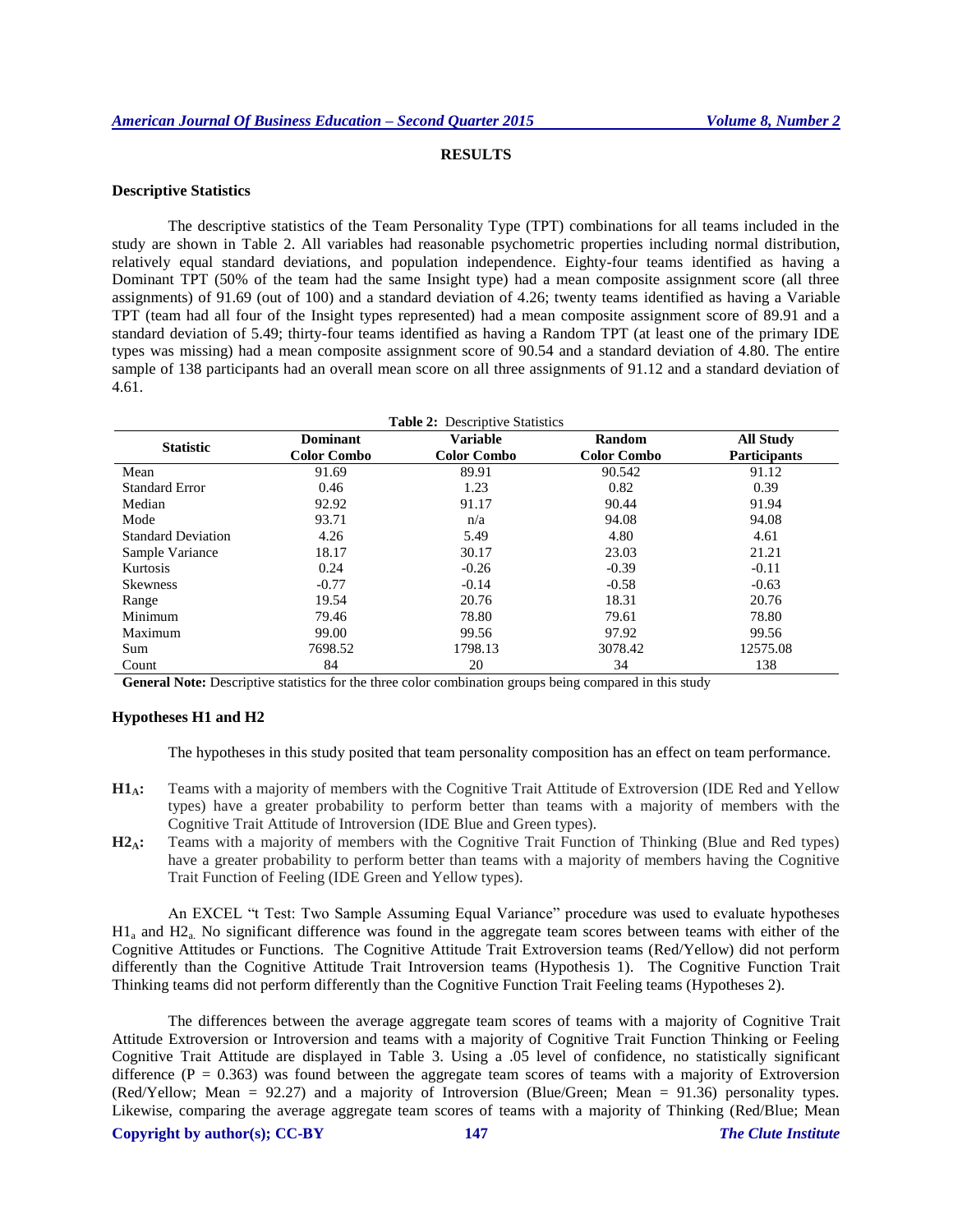## RESULTS

### Descriptive Statistics

The descriptive statistics of the Team Personality Type (TPT) combinations for all teams included in the study are shown in Table 2. All variables had reasonable psychometric properties including normal distribution, relatively equal standard deviations, and population independence. Eighty-four teams identified as having a Dominant TPT (50% of the team had the same Insight type) had a mean composite assignment score (all three assignments) of 91.69 (out of 100) and a standard deviation of 4.26; twenty teams identified as having a Variable TPT (team had all four of the Insight types represented) had a mean composite assignment score of 89.91 and a standard deviation of 5.49; thirty-four teams identified as having a Random TPT (at least one of the primary IDE types was missing) had a mean composite assignment score of 90.54 and a standard deviation of 4.80. The entire sample of 138 participants had an overall mean score on all three assignments of 91.12 and a standard deviation of 4.61.

**Table 2:** Descriptive Statistics

| Statistic | Dominant Color Combo | Variable Color Combo | Random Color Combo | All Study Participants |
|---|---|---|---|---|
| Mean | 91.69 | 89.91 | 90.542 | 91.12 |
| Standard Error | 0.46 | 1.23 | 0.82 | 0.39 |
| Median | 92.92 | 91.17 | 90.44 | 91.94 |
| Mode | 93.71 | n/a | 94.08 | 94.08 |
| Standard Deviation | 4.26 | 5.49 | 4.80 | 4.61 |
| Sample Variance | 18.17 | 30.17 | 23.03 | 21.21 |
| Kurtosis | 0.24 | -0.26 | -0.39 | -0.11 |
| Skewness | -0.77 | -0.14 | -0.58 | -0.63 |
| Range | 19.54 | 20.76 | 18.31 | 20.76 |
| Minimum | 79.46 | 78.80 | 79.61 | 78.80 |
| Maximum | 99.00 | 99.56 | 97.92 | 99.56 |
| Sum | 7698.52 | 1798.13 | 3078.42 | 12575.08 |
| Count | 84 | 20 | 34 | 138 |

**General Note:** Descriptive statistics for the three color combination groups being compared in this study

### Hypotheses H1 and H2

The hypotheses in this study posited that team personality composition has an effect on team performance.

**$H1_A$:** Teams with a majority of members with the Cognitive Trait Attitude of Extroversion (IDE Red and Yellow types) have a greater probability to perform better than teams with a majority of members with the Cognitive Trait Attitude of Introversion (IDE Blue and Green types).

**$H2_A$:** Teams with a majority of members with the Cognitive Trait Function of Thinking (Blue and Red types) have a greater probability to perform better than teams with a majority of members having the Cognitive Trait Function of Feeling (IDE Green and Yellow types).

An EXCEL "t Test: Two Sample Assuming Equal Variance" procedure was used to evaluate hypotheses $H1_a$ and $H2_a$. No significant difference was found in the aggregate team scores between teams with either of the Cognitive Attitudes or Functions. The Cognitive Attitude Trait Extroversion teams (Red/Yellow) did not perform differently than the Cognitive Attitude Trait Introversion teams (Hypothesis 1). The Cognitive Function Trait Thinking teams did not perform differently than the Cognitive Function Trait Feeling teams (Hypotheses 2).

The differences between the average aggregate team scores of teams with a majority of Cognitive Trait Attitude Extroversion or Introversion and teams with a majority of Cognitive Trait Function Thinking or Feeling Cognitive Trait Attitude are displayed in Table 3. Using a .05 level of confidence, no statistically significant difference ($P = 0.363$) was found between the aggregate team scores of teams with a majority of Extroversion (Red/Yellow; Mean = 92.27) and a majority of Introversion (Blue/Green; Mean = 91.36) personality types. Likewise, comparing the average aggregate team scores of teams with a majority of Thinking (Red/Blue; Mean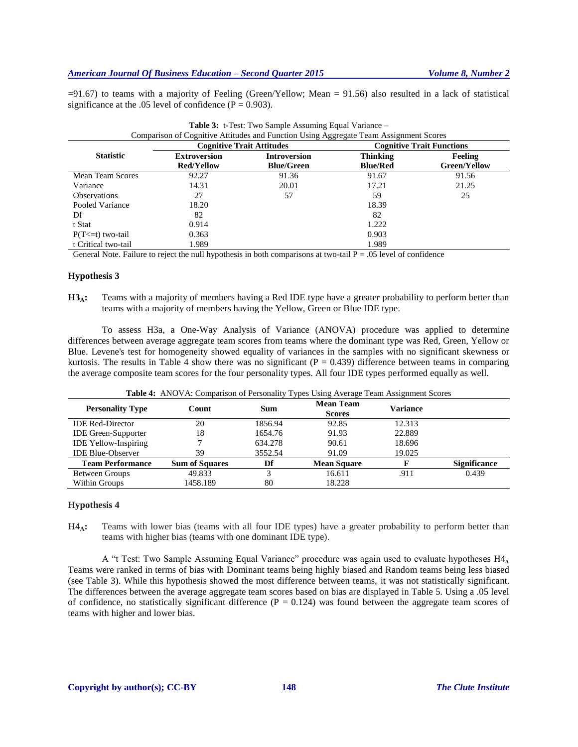=91.67) to teams with a majority of Feeling (Green/Yellow; Mean = 91.56) also resulted in a lack of statistical significance at the .05 level of confidence (P = 0.903).

**Table 3:** t-Test: Two Sample Assuming Equal Variance – Comparison of Cognitive Attitudes and Function Using Aggregate Team Assignment Scores

| Statistic | Cognitive Trait Attitudes | | Cognitive Trait Functions | |
|---|---|---|---|---|
| | **Extroversion Red/Yellow** | **Introversion Blue/Green** | **Thinking Blue/Red** | **Feeling Green/Yellow** |
| Mean Team Scores | 92.27 | 91.36 | 91.67 | 91.56 |
| Variance | 14.31 | 20.01 | 17.21 | 21.25 |
| Observations | 27 | 57 | 59 | 25 |
| Pooled Variance | 18.20 | | 18.39 | |
| Df | 82 | | 82 | |
| t Stat | 0.914 | | 1.222 | |
| P(T<=t) two-tail | 0.363 | | 0.903 | |
| t Critical two-tail | 1.989 | | 1.989 | |

General Note. Failure to reject the null hypothesis in both comparisons at two-tail P = .05 level of confidence

### Hypothesis 3

**$H3_A$:** Teams with a majority of members having a Red IDE type have a greater probability to perform better than teams with a majority of members having the Yellow, Green or Blue IDE type.

To assess H3a, a One-Way Analysis of Variance (ANOVA) procedure was applied to determine differences between average aggregate team scores from teams where the dominant type was Red, Green, Yellow or Blue. Levene's test for homogeneity showed equality of variances in the samples with no significant skewness or kurtosis. The results in Table 4 show there was no significant (P = 0.439) difference between teams in comparing the average composite team scores for the four personality types. All four IDE types performed equally as well.

**Table 4:** ANOVA: Comparison of Personality Types Using Average Team Assignment Scores

| Personality Type | Count | Sum | Mean Team Scores | Variance | |
|---|---|---|---|---|---|
| IDE Red-Director | 20 | 1856.94 | 92.85 | 12.313 | |
| IDE Green-Supporter | 18 | 1654.76 | 91.93 | 22.889 | |
| IDE Yellow-Inspiring | 7 | 634.278 | 90.61 | 18.696 | |
| IDE Blue-Observer | 39 | 3552.54 | 91.09 | 19.025 | |
| **Team Performance** | **Sum of Squares** | **Df** | **Mean Square** | **F** | **Significance** |
| Between Groups | 49.833 | 3 | 16.611 | .911 | 0.439 |
| Within Groups | 1458.189 | 80 | 18.228 | | |

### Hypothesis 4

**$H4_A$:** Teams with lower bias (teams with all four IDE types) have a greater probability to perform better than teams with higher bias (teams with one dominant IDE type).

A "t Test: Two Sample Assuming Equal Variance" procedure was again used to evaluate hypotheses $H4_a$. Teams were ranked in terms of bias with Dominant teams being highly biased and Random teams being less biased (see Table 3). While this hypothesis showed the most difference between teams, it was not statistically significant. The differences between the average aggregate team scores based on bias are displayed in Table 5. Using a .05 level of confidence, no statistically significant difference (P = 0.124) was found between the aggregate team scores of teams with higher and lower bias.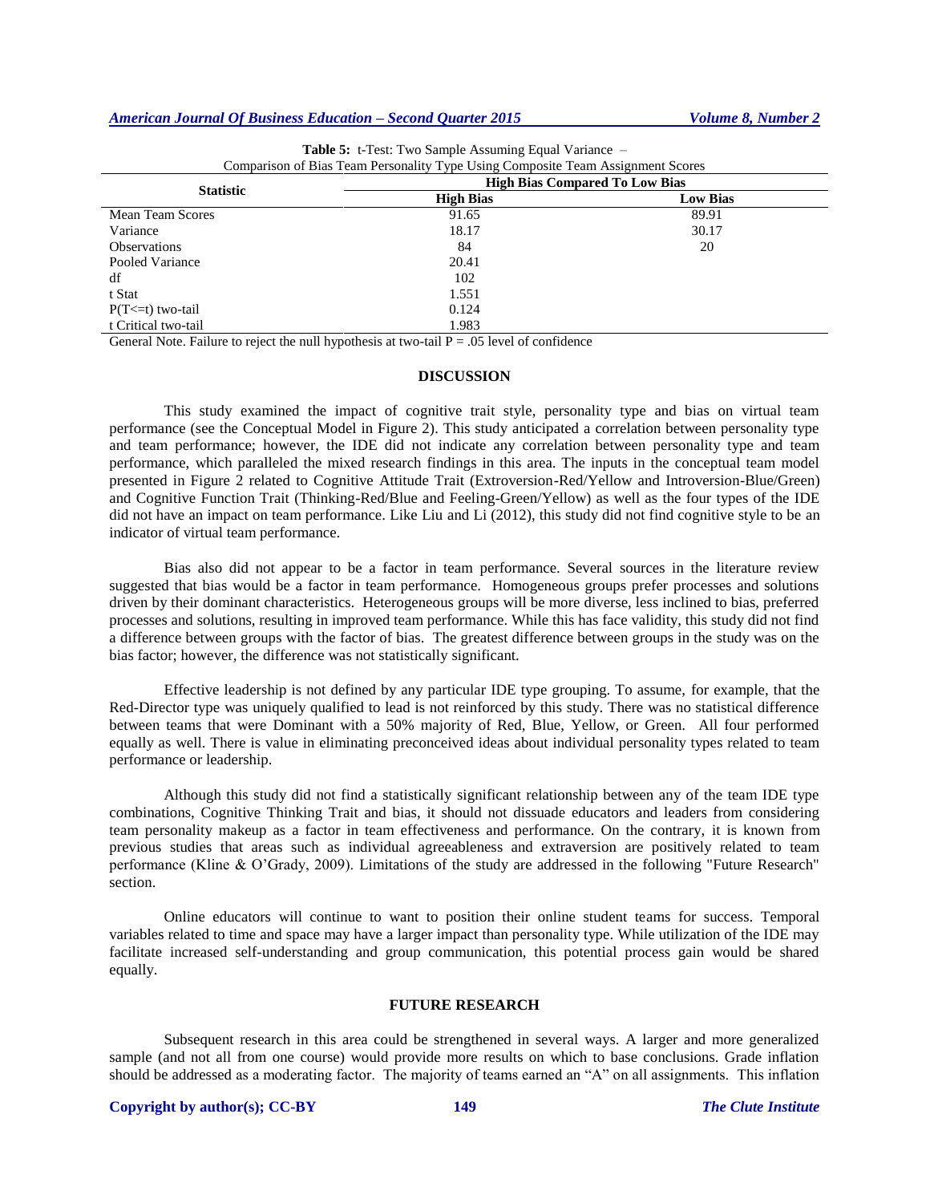**Table 5:** t-Test: Two Sample Assuming Equal Variance – Comparison of Bias Team Personality Type Using Composite Team Assignment Scores

| Statistic | High Bias Compared To Low Bias | |
|---|---|---|
| | **High Bias** | **Low Bias** |
| Mean Team Scores | 91.65 | 89.91 |
| Variance | 18.17 | 30.17 |
| Observations | 84 | 20 |
| Pooled Variance | 20.41 | |
| df | 102 | |
| t Stat | 1.551 | |
| P(T<=t) two-tail | 0.124 | |
| t Critical two-tail | 1.983 | |

General Note. Failure to reject the null hypothesis at two-tail P = .05 level of confidence

## DISCUSSION

This study examined the impact of cognitive trait style, personality type and bias on virtual team performance (see the Conceptual Model in Figure 2). This study anticipated a correlation between personality type and team performance; however, the IDE did not indicate any correlation between personality type and team performance, which paralleled the mixed research findings in this area. The inputs in the conceptual team model presented in Figure 2 related to Cognitive Attitude Trait (Extroversion-Red/Yellow and Introversion-Blue/Green) and Cognitive Function Trait (Thinking-Red/Blue and Feeling-Green/Yellow) as well as the four types of the IDE did not have an impact on team performance. Like Liu and Li (2012), this study did not find cognitive style to be an indicator of virtual team performance.

Bias also did not appear to be a factor in team performance. Several sources in the literature review suggested that bias would be a factor in team performance. Homogeneous groups prefer processes and solutions driven by their dominant characteristics. Heterogeneous groups will be more diverse, less inclined to bias, preferred processes and solutions, resulting in improved team performance. While this has face validity, this study did not find a difference between groups with the factor of bias. The greatest difference between groups in the study was on the bias factor; however, the difference was not statistically significant.

Effective leadership is not defined by any particular IDE type grouping. To assume, for example, that the Red-Director type was uniquely qualified to lead is not reinforced by this study. There was no statistical difference between teams that were Dominant with a 50% majority of Red, Blue, Yellow, or Green. All four performed equally as well. There is value in eliminating preconceived ideas about individual personality types related to team performance or leadership.

Although this study did not find a statistically significant relationship between any of the team IDE type combinations, Cognitive Thinking Trait and bias, it should not dissuade educators and leaders from considering team personality makeup as a factor in team effectiveness and performance. On the contrary, it is known from previous studies that areas such as individual agreeableness and extraversion are positively related to team performance (Kline & O'Grady, 2009). Limitations of the study are addressed in the following "Future Research" section.

Online educators will continue to want to position their online student teams for success. Temporal variables related to time and space may have a larger impact than personality type. While utilization of the IDE may facilitate increased self-understanding and group communication, this potential process gain would be shared equally.

## FUTURE RESEARCH

Subsequent research in this area could be strengthened in several ways. A larger and more generalized sample (and not all from one course) would provide more results on which to base conclusions. Grade inflation should be addressed as a moderating factor. The majority of teams earned an "A" on all assignments. This inflation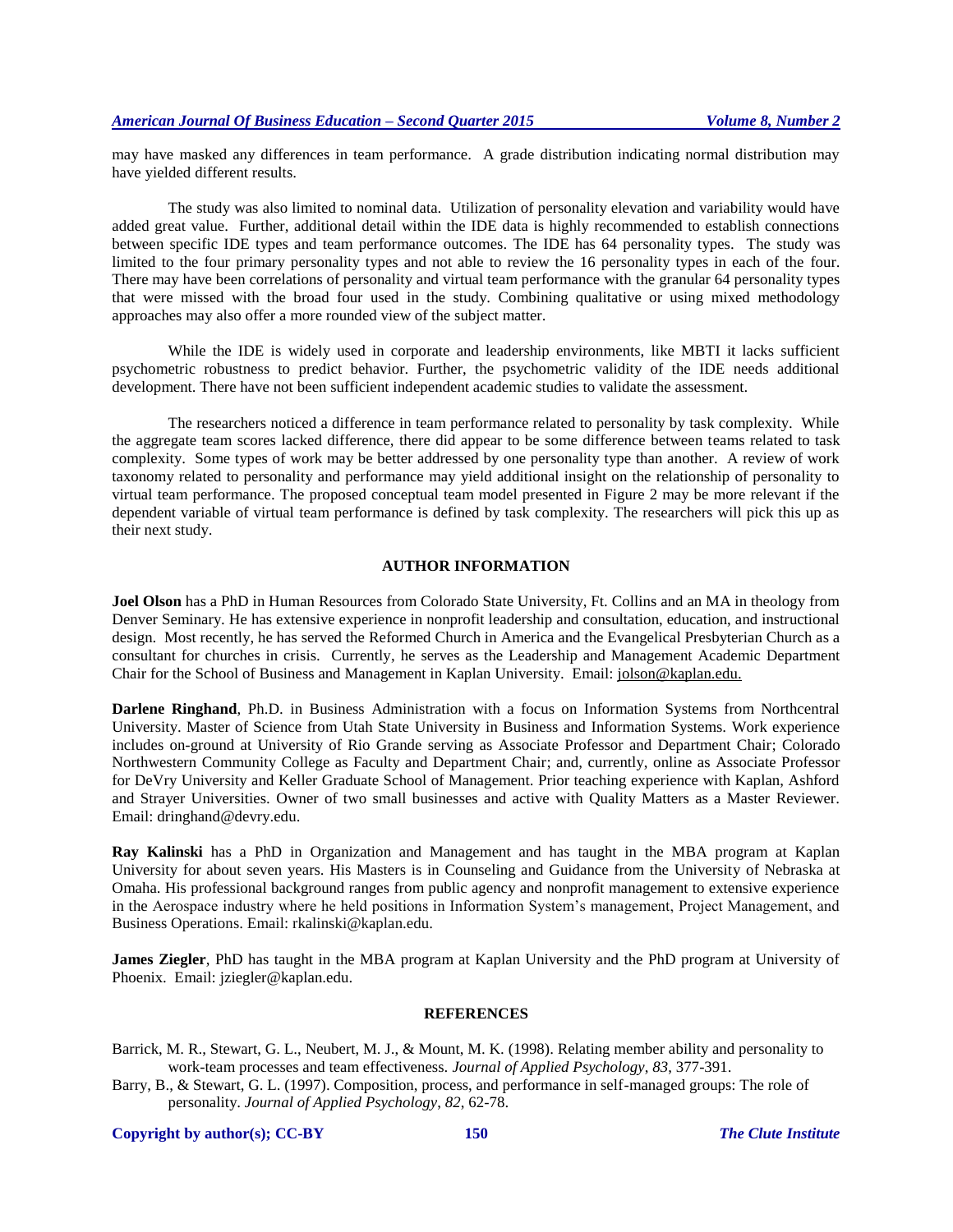may have masked any differences in team performance. A grade distribution indicating normal distribution may have yielded different results.

The study was also limited to nominal data. Utilization of personality elevation and variability would have added great value. Further, additional detail within the IDE data is highly recommended to establish connections between specific IDE types and team performance outcomes. The IDE has 64 personality types. The study was limited to the four primary personality types and not able to review the 16 personality types in each of the four. There may have been correlations of personality and virtual team performance with the granular 64 personality types that were missed with the broad four used in the study. Combining qualitative or using mixed methodology approaches may also offer a more rounded view of the subject matter.

While the IDE is widely used in corporate and leadership environments, like MBTI it lacks sufficient psychometric robustness to predict behavior. Further, the psychometric validity of the IDE needs additional development. There have not been sufficient independent academic studies to validate the assessment.

The researchers noticed a difference in team performance related to personality by task complexity. While the aggregate team scores lacked difference, there did appear to be some difference between teams related to task complexity. Some types of work may be better addressed by one personality type than another. A review of work taxonomy related to personality and performance may yield additional insight on the relationship of personality to virtual team performance. The proposed conceptual team model presented in Figure 2 may be more relevant if the dependent variable of virtual team performance is defined by task complexity. The researchers will pick this up as their next study.

## AUTHOR INFORMATION

**Joel Olson** has a PhD in Human Resources from Colorado State University, Ft. Collins and an MA in theology from Denver Seminary. He has extensive experience in nonprofit leadership and consultation, education, and instructional design. Most recently, he has served the Reformed Church in America and the Evangelical Presbyterian Church as a consultant for churches in crisis. Currently, he serves as the Leadership and Management Academic Department Chair for the School of Business and Management in Kaplan University. Email: jolson@kaplan.edu.

**Darlene Ringhand**, Ph.D. in Business Administration with a focus on Information Systems from Northcentral University. Master of Science from Utah State University in Business and Information Systems. Work experience includes on-ground at University of Rio Grande serving as Associate Professor and Department Chair; Colorado Northwestern Community College as Faculty and Department Chair; and, currently, online as Associate Professor for DeVry University and Keller Graduate School of Management. Prior teaching experience with Kaplan, Ashford and Strayer Universities. Owner of two small businesses and active with Quality Matters as a Master Reviewer. Email: dringhand@devry.edu.

**Ray Kalinski** has a PhD in Organization and Management and has taught in the MBA program at Kaplan University for about seven years. His Masters is in Counseling and Guidance from the University of Nebraska at Omaha. His professional background ranges from public agency and nonprofit management to extensive experience in the Aerospace industry where he held positions in Information System's management, Project Management, and Business Operations. Email: rkalinski@kaplan.edu.

**James Ziegler**, PhD has taught in the MBA program at Kaplan University and the PhD program at University of Phoenix. Email: jziegler@kaplan.edu.

## REFERENCES

Barrick, M. R., Stewart, G. L., Neubert, M. J., & Mount, M. K. (1998). Relating member ability and personality to work-team processes and team effectiveness. *Journal of Applied Psychology*, *83*, 377-391.

Barry, B., & Stewart, G. L. (1997). Composition, process, and performance in self-managed groups: The role of personality. *Journal of Applied Psychology*, *82*, 62-78.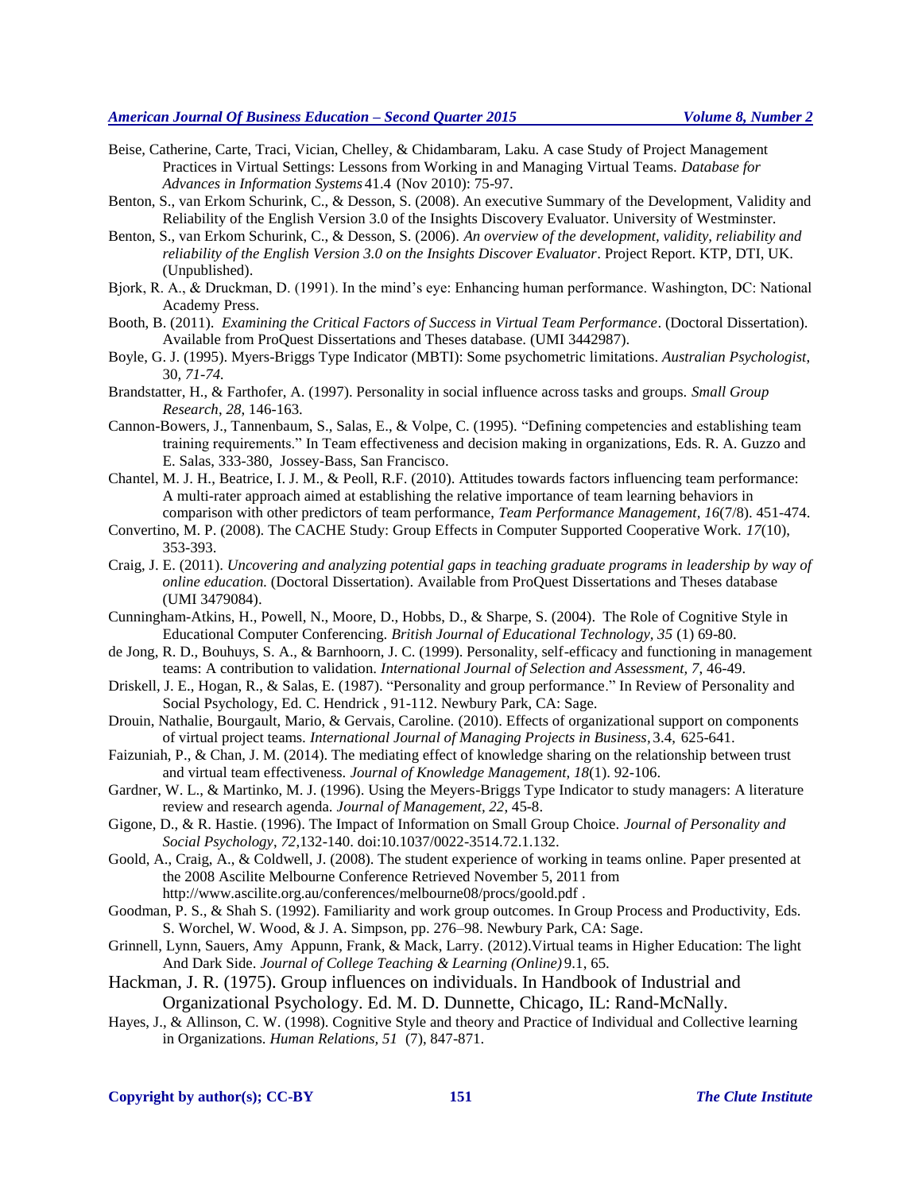Beise, Catherine, Carte, Traci, Vician, Chelley, & Chidambaram, Laku. A case Study of Project Management Practices in Virtual Settings: Lessons from Working in and Managing Virtual Teams. *Database for Advances in Information Systems* 41.4 (Nov 2010): 75-97.

Benton, S., van Erkom Schurink, C., & Desson, S. (2008). An executive Summary of the Development, Validity and Reliability of the English Version 3.0 of the Insights Discovery Evaluator. University of Westminster.

Benton, S., van Erkom Schurink, C., & Desson, S. (2006). *An overview of the development, validity, reliability and reliability of the English Version 3.0 on the Insights Discover Evaluator*. Project Report. KTP, DTI, UK. (Unpublished).

Bjork, R. A., & Druckman, D. (1991). In the mind's eye: Enhancing human performance. Washington, DC: National Academy Press.

Booth, B. (2011). *Examining the Critical Factors of Success in Virtual Team Performance*. (Doctoral Dissertation). Available from ProQuest Dissertations and Theses database. (UMI 3442987).

Boyle, G. J. (1995). Myers-Briggs Type Indicator (MBTI): Some psychometric limitations. *Australian Psychologist*, 30, *71-74.*

Brandstatter, H., & Farthofer, A. (1997). Personality in social influence across tasks and groups. *Small Group Research*, *28*, 146-163.

Cannon-Bowers, J., Tannenbaum, S., Salas, E., & Volpe, C. (1995). "Defining competencies and establishing team training requirements." In Team effectiveness and decision making in organizations, Eds. R. A. Guzzo and E. Salas, 333-380, Jossey-Bass, San Francisco.

Chantel, M. J. H., Beatrice, I. J. M., & Peoll, R.F. (2010). Attitudes towards factors influencing team performance: A multi-rater approach aimed at establishing the relative importance of team learning behaviors in comparison with other predictors of team performance, *Team Performance Management*, *16*(7/8). 451-474.

Convertino, M. P. (2008). The CACHE Study: Group Effects in Computer Supported Cooperative Work. *17*(10), 353-393.

Craig, J. E. (2011). *Uncovering and analyzing potential gaps in teaching graduate programs in leadership by way of online education.* (Doctoral Dissertation). Available from ProQuest Dissertations and Theses database (UMI 3479084).

Cunningham-Atkins, H., Powell, N., Moore, D., Hobbs, D., & Sharpe, S. (2004). The Role of Cognitive Style in Educational Computer Conferencing. *British Journal of Educational Technology, 35* (1) 69-80.

de Jong, R. D., Bouhuys, S. A., & Barnhoorn, J. C. (1999). Personality, self-efficacy and functioning in management teams: A contribution to validation. *International Journal of Selection and Assessment, 7*, 46-49.

Driskell, J. E., Hogan, R., & Salas, E. (1987). "Personality and group performance." In Review of Personality and Social Psychology, Ed. C. Hendrick , 91-112. Newbury Park, CA: Sage.

Drouin, Nathalie, Bourgault, Mario, & Gervais, Caroline. (2010). Effects of organizational support on components of virtual project teams. *International Journal of Managing Projects in Business*, 3.4, 625-641.

Faizuniah, P., & Chan, J. M. (2014). The mediating effect of knowledge sharing on the relationship between trust and virtual team effectiveness. *Journal of Knowledge Management, 18*(1). 92-106.

Gardner, W. L., & Martinko, M. J. (1996). Using the Meyers-Briggs Type Indicator to study managers: A literature review and research agenda. *Journal of Management, 22*, 45-8.

Gigone, D., & R. Hastie. (1996). The Impact of Information on Small Group Choice. *Journal of Personality and Social Psychology*, *72*,132-140. doi:10.1037/0022-3514.72.1.132.

Goold, A., Craig, A., & Coldwell, J. (2008). The student experience of working in teams online. Paper presented at the 2008 Ascilite Melbourne Conference Retrieved November 5, 2011 from http://www.ascilite.org.au/conferences/melbourne08/procs/goold.pdf .

Goodman, P. S., & Shah S. (1992). Familiarity and work group outcomes. In Group Process and Productivity, Eds. S. Worchel, W. Wood, & J. A. Simpson, pp. 276–98. Newbury Park, CA: Sage.

Grinnell, Lynn, Sauers, Amy Appunn, Frank, & Mack, Larry. (2012).Virtual teams in Higher Education: The light And Dark Side. *Journal of College Teaching & Learning (Online)* 9.1, 65.

Hackman, J. R. (1975). Group influences on individuals. In Handbook of Industrial and Organizational Psychology. Ed. M. D. Dunnette, Chicago, IL: Rand-McNally.

Hayes, J., & Allinson, C. W. (1998). Cognitive Style and theory and Practice of Individual and Collective learning in Organizations. *Human Relations*, *51* (7), 847-871.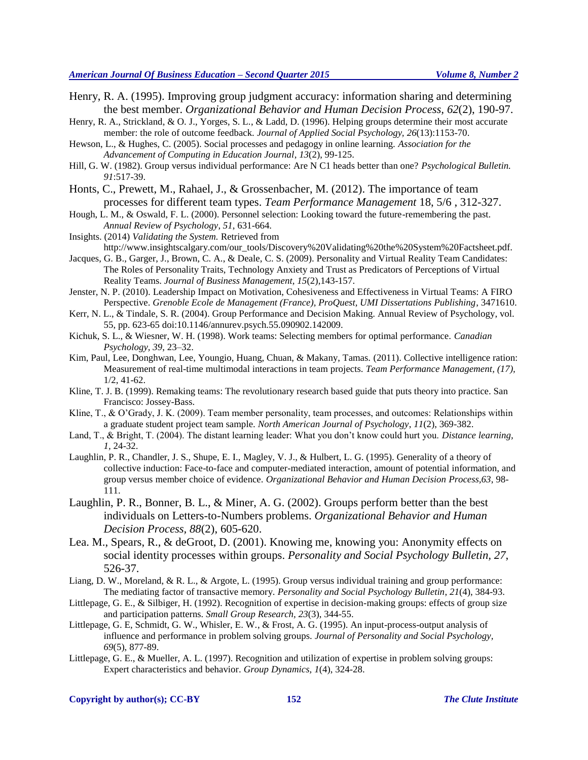Henry, R. A. (1995). Improving group judgment accuracy: information sharing and determining the best member. *Organizational Behavior and Human Decision Process, 62*(2), 190-97.

Henry, R. A., Strickland, & O. J., Yorges, S. L., & Ladd, D. (1996). Helping groups determine their most accurate member: the role of outcome feedback. *Journal of Applied Social Psychology, 26*(13):1153-70.

Hewson, L., & Hughes, C. (2005). Social processes and pedagogy in online learning. *Association for the Advancement of Computing in Education Journal*, *13*(2), 99-125.

Hill, G. W. (1982). Group versus individual performance: Are N C1 heads better than one? *Psychological Bulletin. 91*:517-39.

Honts, C., Prewett, M., Rahael, J., & Grossenbacher, M. (2012). The importance of team processes for different team types. *Team Performance Management* 18, 5/6 , 312-327.

Hough, L. M., & Oswald, F. L. (2000). Personnel selection: Looking toward the future-remembering the past. *Annual Review of Psychology*, *51*, 631-664.

Insights. (2014) *Validating the System.* Retrieved from http://www.insightscalgary.com/our_tools/Discovery%20Validating%20the%20System%20Factsheet.pdf.

Jacques, G. B., Garger, J., Brown, C. A., & Deale, C. S. (2009). Personality and Virtual Reality Team Candidates: The Roles of Personality Traits, Technology Anxiety and Trust as Predicators of Perceptions of Virtual Reality Teams. *Journal of Business Management, 15*(2),143-157.

Jenster, N. P. (2010). Leadership Impact on Motivation, Cohesiveness and Effectiveness in Virtual Teams: A FIRO Perspective. *Grenoble Ecole de Management (France), ProQuest, UMI Dissertations Publishing*, 3471610.

Kerr, N. L., & Tindale, S. R. (2004). Group Performance and Decision Making. Annual Review of Psychology, vol. 55, pp. 623-65 doi:10.1146/annurev.psych.55.090902.142009.

Kichuk, S. L., & Wiesner, W. H. (1998). Work teams: Selecting members for optimal performance. *Canadian Psychology, 39*, 23–32.

Kim, Paul, Lee, Donghwan, Lee, Youngio, Huang, Chuan, & Makany, Tamas. (2011). Collective intelligence ration: Measurement of real-time multimodal interactions in team projects. *Team Performance Management, (17),* 1/2, 41-62.

Kline, T. J. B. (1999). Remaking teams: The revolutionary research based guide that puts theory into practice. San Francisco: Jossey-Bass.

Kline, T., & O'Grady, J. K. (2009). Team member personality, team processes, and outcomes: Relationships within a graduate student project team sample. *North American Journal of Psychology*, *11*(2), 369-382.

Land, T., & Bright, T. (2004). The distant learning leader: What you don't know could hurt you. *Distance learning, 1,* 24-32.

Laughlin, P. R., Chandler, J. S., Shupe, E. I., Magley, V. J., & Hulbert, L. G. (1995). Generality of a theory of collective induction: Face-to-face and computer-mediated interaction, amount of potential information, and group versus member choice of evidence. *Organizational Behavior and Human Decision Process,63*, 98-111.

Laughlin, P. R., Bonner, B. L., & Miner, A. G. (2002). Groups perform better than the best individuals on Letters-to-Numbers problems. *Organizational Behavior and Human Decision Process, 88*(2), 605-620.

Lea. M., Spears, R., & deGroot, D. (2001). Knowing me, knowing you: Anonymity effects on social identity processes within groups. *Personality and Social Psychology Bulletin, 27*, 526-37.

Liang, D. W., Moreland, & R. L., & Argote, L. (1995). Group versus individual training and group performance: The mediating factor of transactive memory. *Personality and Social Psychology Bulletin*, *21*(4), 384-93.

Littlepage, G. E., & Silbiger, H. (1992). Recognition of expertise in decision-making groups: effects of group size and participation patterns. *Small Group Research, 23*(3), 344-55.

Littlepage, G. E, Schmidt, G. W., Whisler, E. W., & Frost, A. G. (1995). An input-process-output analysis of influence and performance in problem solving groups. *Journal of Personality and Social Psychology, 69*(5), 877-89.

Littlepage, G. E., & Mueller, A. L. (1997). Recognition and utilization of expertise in problem solving groups: Expert characteristics and behavior. *Group Dynamics, 1*(4), 324-28.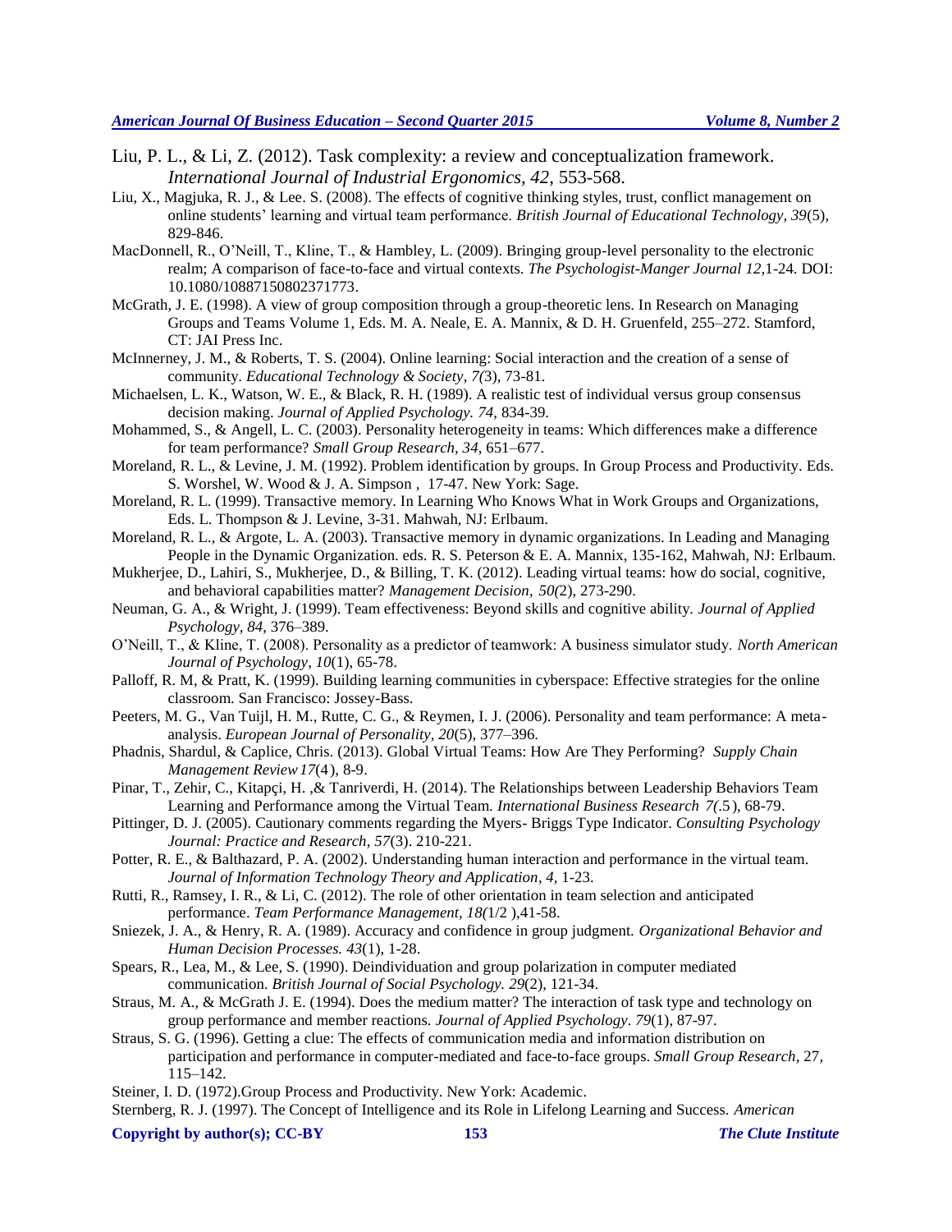Liu, P. L., & Li, Z. (2012). Task complexity: a review and conceptualization framework. *International Journal of Industrial Ergonomics, 42*, 553-568.

Liu, X., Magjuka, R. J., & Lee. S. (2008). The effects of cognitive thinking styles, trust, conflict management on online students' learning and virtual team performance. *British Journal of Educational Technology, 39*(5), 829-846.

MacDonnell, R., O'Neill, T., Kline, T., & Hambley, L. (2009). Bringing group-level personality to the electronic realm; A comparison of face-to-face and virtual contexts. *The Psychologist-Manger Journal 12*,1-24. DOI: 10.1080/10887150802371773.

McGrath, J. E. (1998). A view of group composition through a group-theoretic lens. In Research on Managing Groups and Teams Volume 1, Eds. M. A. Neale, E. A. Mannix, & D. H. Gruenfeld, 255–272. Stamford, CT: JAI Press Inc.

McInnerney, J. M., & Roberts, T. S. (2004). Online learning: Social interaction and the creation of a sense of community. *Educational Technology & Society, 7*(3), 73-81.

Michaelsen, L. K., Watson, W. E., & Black, R. H. (1989). A realistic test of individual versus group consensus decision making. *Journal of Applied Psychology. 74*, 834-39.

Mohammed, S., & Angell, L. C. (2003). Personality heterogeneity in teams: Which differences make a difference for team performance? *Small Group Research, 34*, 651–677.

Moreland, R. L., & Levine, J. M. (1992). Problem identification by groups. In Group Process and Productivity. Eds. S. Worshel, W. Wood & J. A. Simpson , 17-47. New York: Sage.

Moreland, R. L. (1999). Transactive memory. In Learning Who Knows What in Work Groups and Organizations, Eds. L. Thompson & J. Levine, 3-31. Mahwah, NJ: Erlbaum.

Moreland, R. L., & Argote, L. A. (2003). Transactive memory in dynamic organizations. In Leading and Managing People in the Dynamic Organization. eds. R. S. Peterson & E. A. Mannix, 135-162, Mahwah, NJ: Erlbaum.

Mukherjee, D., Lahiri, S., Mukherjee, D., & Billing, T. K. (2012). Leading virtual teams: how do social, cognitive, and behavioral capabilities matter? *Management Decision, 50(*2), 273-290.

Neuman, G. A., & Wright, J. (1999). Team effectiveness: Beyond skills and cognitive ability. *Journal of Applied Psychology, 84*, 376–389.

O'Neill, T., & Kline, T. (2008). Personality as a predictor of teamwork: A business simulator study. *North American Journal of Psychology, 10*(1), 65-78.

Palloff, R. M, & Pratt, K. (1999). Building learning communities in cyberspace: Effective strategies for the online classroom. San Francisco: Jossey-Bass.

Peeters, M. G., Van Tuijl, H. M., Rutte, C. G., & Reymen, I. J. (2006). Personality and team performance: A meta-analysis. *European Journal of Personality, 20*(5), 377–396.

Phadnis, Shardul, & Caplice, Chris. (2013). Global Virtual Teams: How Are They Performing? *Supply Chain Management Review 17*(4), 8-9.

Pinar, T., Zehir, C., Kitapçi, H. ,& Tanriverdi, H. (2014). The Relationships between Leadership Behaviors Team Learning and Performance among the Virtual Team. *International Business Research 7(*.5), 68-79.

Pittinger, D. J. (2005). Cautionary comments regarding the Myers- Briggs Type Indicator. *Consulting Psychology Journal: Practice and Research, 57*(3). 210-221.

Potter, R. E., & Balthazard, P. A. (2002). Understanding human interaction and performance in the virtual team. *Journal of Information Technology Theory and Application, 4*, 1-23.

Rutti, R., Ramsey, I. R., & Li, C. (2012). The role of other orientation in team selection and anticipated performance. *Team Performance Management, 18(*1/2 ),41-58.

Sniezek, J. A., & Henry, R. A. (1989). Accuracy and confidence in group judgment. *Organizational Behavior and Human Decision Processes. 43*(1), 1-28.

Spears, R., Lea, M., & Lee, S. (1990). Deindividuation and group polarization in computer mediated communication. *British Journal of Social Psychology. 29*(2), 121-34.

Straus, M. A., & McGrath J. E. (1994). Does the medium matter? The interaction of task type and technology on group performance and member reactions. *Journal of Applied Psychology*. *79*(1), 87-97.

Straus, S. G. (1996). Getting a clue: The effects of communication media and information distribution on participation and performance in computer-mediated and face-to-face groups. *Small Group Research*, 27, 115–142.

Steiner, I. D. (1972).Group Process and Productivity. New York: Academic.

Sternberg, R. J. (1997). The Concept of Intelligence and its Role in Lifelong Learning and Success. *American*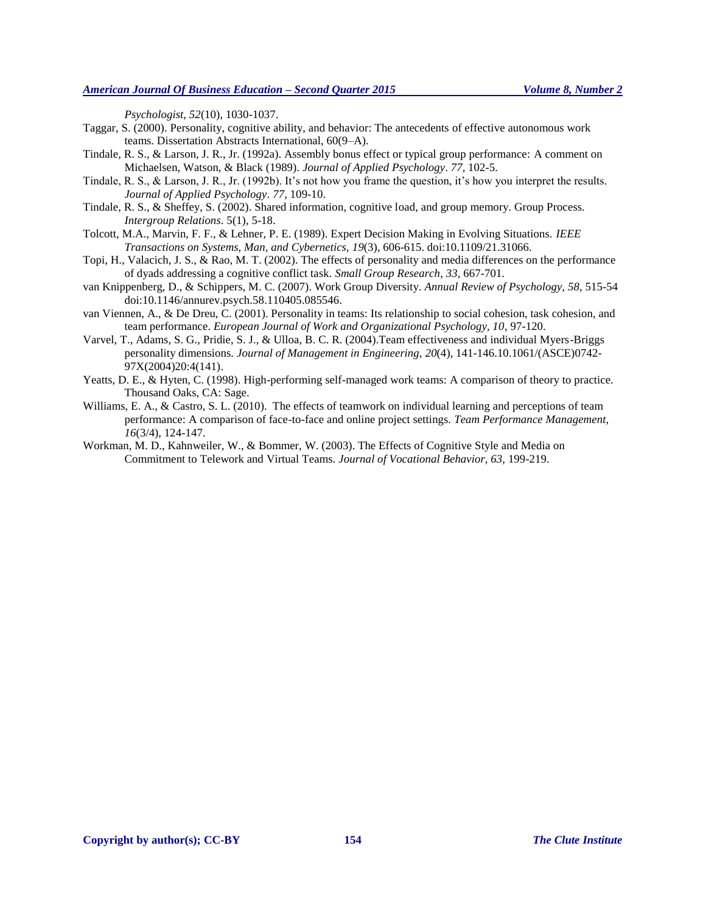*Psychologist*, *52*(10), 1030-1037.

Taggar, S. (2000). Personality, cognitive ability, and behavior: The antecedents of effective autonomous work teams. Dissertation Abstracts International, 60(9–A).

Tindale, R. S., & Larson, J. R., Jr. (1992a). Assembly bonus effect or typical group performance: A comment on Michaelsen, Watson, & Black (1989). *Journal of Applied Psychology*. *77*, 102-5.

Tindale, R. S., & Larson, J. R., Jr. (1992b). It's not how you frame the question, it's how you interpret the results. *Journal of Applied Psychology*. *77*, 109-10.

Tindale, R. S., & Sheffey, S. (2002). Shared information, cognitive load, and group memory. Group Process. *Intergroup Relations*. 5(1), 5-18.

Tolcott, M.A., Marvin, F. F., & Lehner, P. E. (1989). Expert Decision Making in Evolving Situations. *IEEE Transactions on Systems, Man, and Cybernetics, 19*(3), 606-615. doi:10.1109/21.31066.

Topi, H., Valacich, J. S., & Rao, M. T. (2002). The effects of personality and media differences on the performance of dyads addressing a cognitive conflict task. *Small Group Research*, *33*, 667-701.

van Knippenberg, D., & Schippers, M. C. (2007). Work Group Diversity. *Annual Review of Psychology, 58*, 515-54 doi:10.1146/annurev.psych.58.110405.085546.

van Viennen, A., & De Dreu, C. (2001). Personality in teams: Its relationship to social cohesion, task cohesion, and team performance. *European Journal of Work and Organizational Psychology, 10*, 97-120.

Varvel, T., Adams, S. G., Pridie, S. J., & Ulloa, B. C. R. (2004).Team effectiveness and individual Myers-Briggs personality dimensions. *Journal of Management in Engineering, 20*(4), 141-146.10.1061/(ASCE)0742-97X(2004)20:4(141).

Yeatts, D. E., & Hyten, C. (1998). High-performing self-managed work teams: A comparison of theory to practice. Thousand Oaks, CA: Sage.

Williams, E. A., & Castro, S. L. (2010). The effects of teamwork on individual learning and perceptions of team performance: A comparison of face-to-face and online project settings. *Team Performance Management, 16*(3/4), 124-147.

Workman, M. D., Kahnweiler, W., & Bommer, W. (2003). The Effects of Cognitive Style and Media on Commitment to Telework and Virtual Teams. *Journal of Vocational Behavior, 63,* 199-219.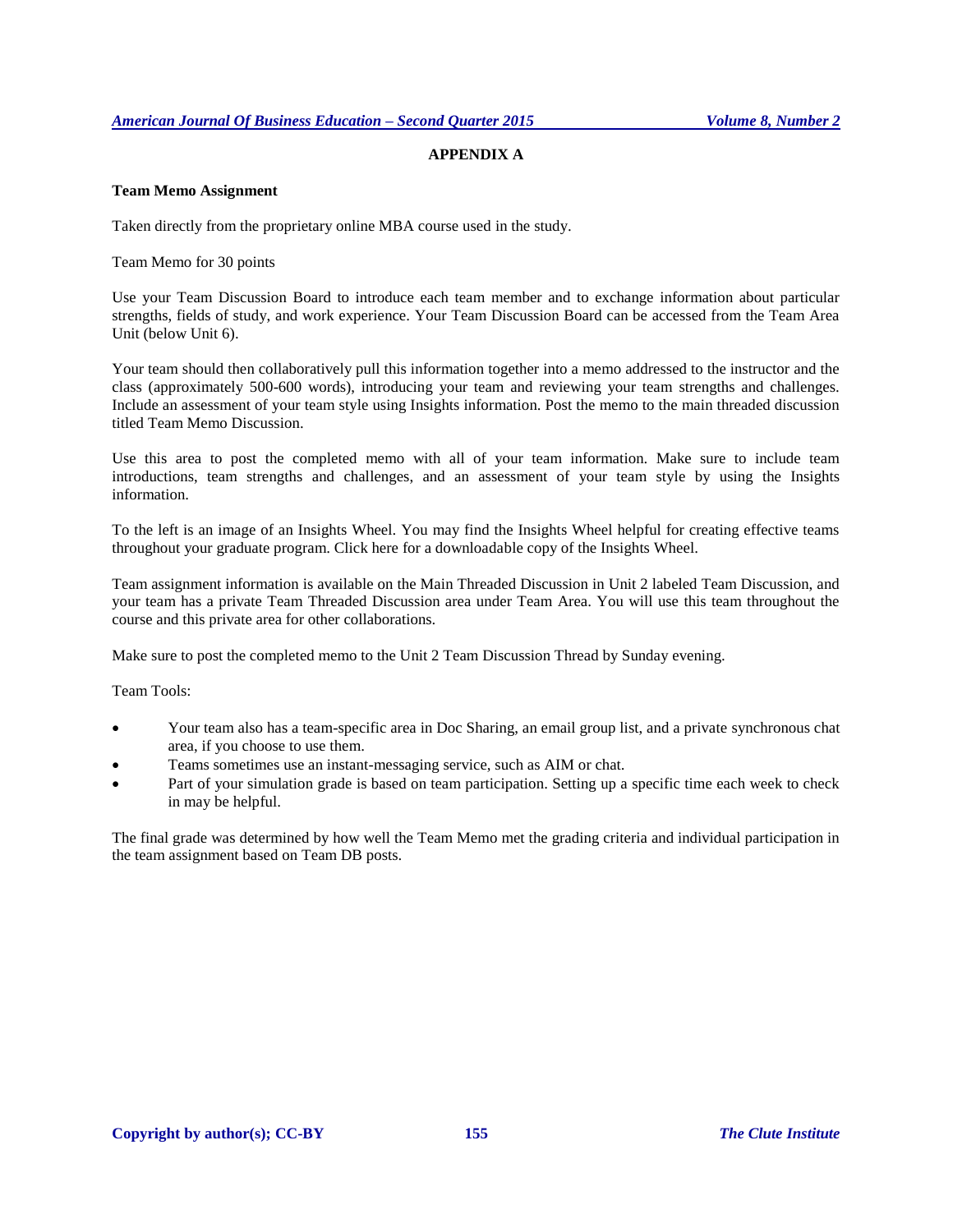## APPENDIX A

**Team Memo Assignment**

Taken directly from the proprietary online MBA course used in the study.

Team Memo for 30 points

Use your Team Discussion Board to introduce each team member and to exchange information about particular strengths, fields of study, and work experience. Your Team Discussion Board can be accessed from the Team Area Unit (below Unit 6).

Your team should then collaboratively pull this information together into a memo addressed to the instructor and the class (approximately 500-600 words), introducing your team and reviewing your team strengths and challenges. Include an assessment of your team style using Insights information. Post the memo to the main threaded discussion titled Team Memo Discussion.

Use this area to post the completed memo with all of your team information. Make sure to include team introductions, team strengths and challenges, and an assessment of your team style by using the Insights information.

To the left is an image of an Insights Wheel. You may find the Insights Wheel helpful for creating effective teams throughout your graduate program. Click here for a downloadable copy of the Insights Wheel.

Team assignment information is available on the Main Threaded Discussion in Unit 2 labeled Team Discussion, and your team has a private Team Threaded Discussion area under Team Area. You will use this team throughout the course and this private area for other collaborations.

Make sure to post the completed memo to the Unit 2 Team Discussion Thread by Sunday evening.

Team Tools:

- Your team also has a team-specific area in Doc Sharing, an email group list, and a private synchronous chat area, if you choose to use them.
- Teams sometimes use an instant-messaging service, such as AIM or chat.
- Part of your simulation grade is based on team participation. Setting up a specific time each week to check in may be helpful.

The final grade was determined by how well the Team Memo met the grading criteria and individual participation in the team assignment based on Team DB posts.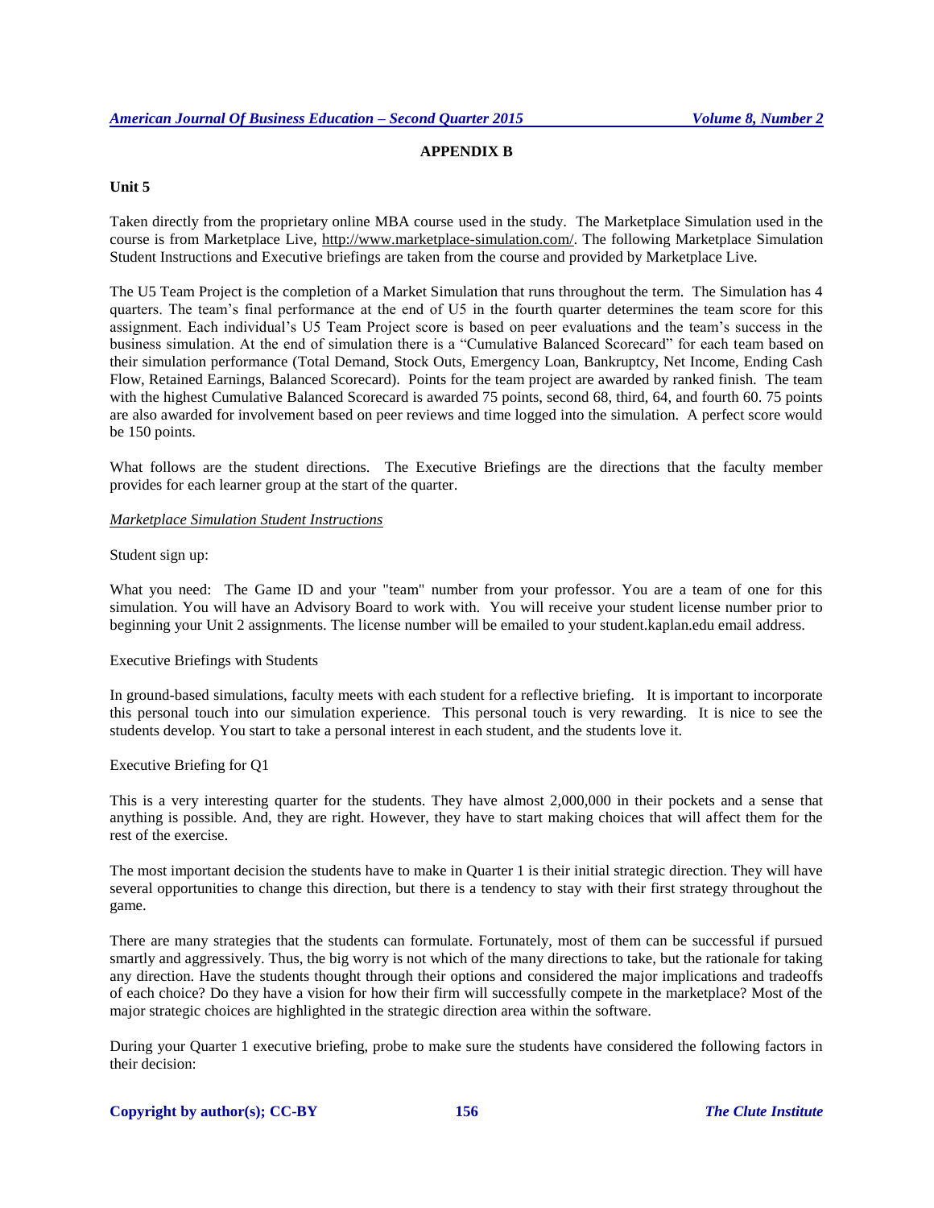## APPENDIX B

### Unit 5

Taken directly from the proprietary online MBA course used in the study. The Marketplace Simulation used in the course is from Marketplace Live, http://www.marketplace-simulation.com/. The following Marketplace Simulation Student Instructions and Executive briefings are taken from the course and provided by Marketplace Live.

The U5 Team Project is the completion of a Market Simulation that runs throughout the term. The Simulation has 4 quarters. The team's final performance at the end of U5 in the fourth quarter determines the team score for this assignment. Each individual's U5 Team Project score is based on peer evaluations and the team's success in the business simulation. At the end of simulation there is a "Cumulative Balanced Scorecard" for each team based on their simulation performance (Total Demand, Stock Outs, Emergency Loan, Bankruptcy, Net Income, Ending Cash Flow, Retained Earnings, Balanced Scorecard). Points for the team project are awarded by ranked finish. The team with the highest Cumulative Balanced Scorecard is awarded 75 points, second 68, third, 64, and fourth 60. 75 points are also awarded for involvement based on peer reviews and time logged into the simulation. A perfect score would be 150 points.

What follows are the student directions. The Executive Briefings are the directions that the faculty member provides for each learner group at the start of the quarter.

*Marketplace Simulation Student Instructions*

Student sign up:

What you need: The Game ID and your "team" number from your professor. You are a team of one for this simulation. You will have an Advisory Board to work with. You will receive your student license number prior to beginning your Unit 2 assignments. The license number will be emailed to your student.kaplan.edu email address.

Executive Briefings with Students

In ground-based simulations, faculty meets with each student for a reflective briefing. It is important to incorporate this personal touch into our simulation experience. This personal touch is very rewarding. It is nice to see the students develop. You start to take a personal interest in each student, and the students love it.

Executive Briefing for Q1

This is a very interesting quarter for the students. They have almost 2,000,000 in their pockets and a sense that anything is possible. And, they are right. However, they have to start making choices that will affect them for the rest of the exercise.

The most important decision the students have to make in Quarter 1 is their initial strategic direction. They will have several opportunities to change this direction, but there is a tendency to stay with their first strategy throughout the game.

There are many strategies that the students can formulate. Fortunately, most of them can be successful if pursued smartly and aggressively. Thus, the big worry is not which of the many directions to take, but the rationale for taking any direction. Have the students thought through their options and considered the major implications and tradeoffs of each choice? Do they have a vision for how their firm will successfully compete in the marketplace? Most of the major strategic choices are highlighted in the strategic direction area within the software.

During your Quarter 1 executive briefing, probe to make sure the students have considered the following factors in their decision: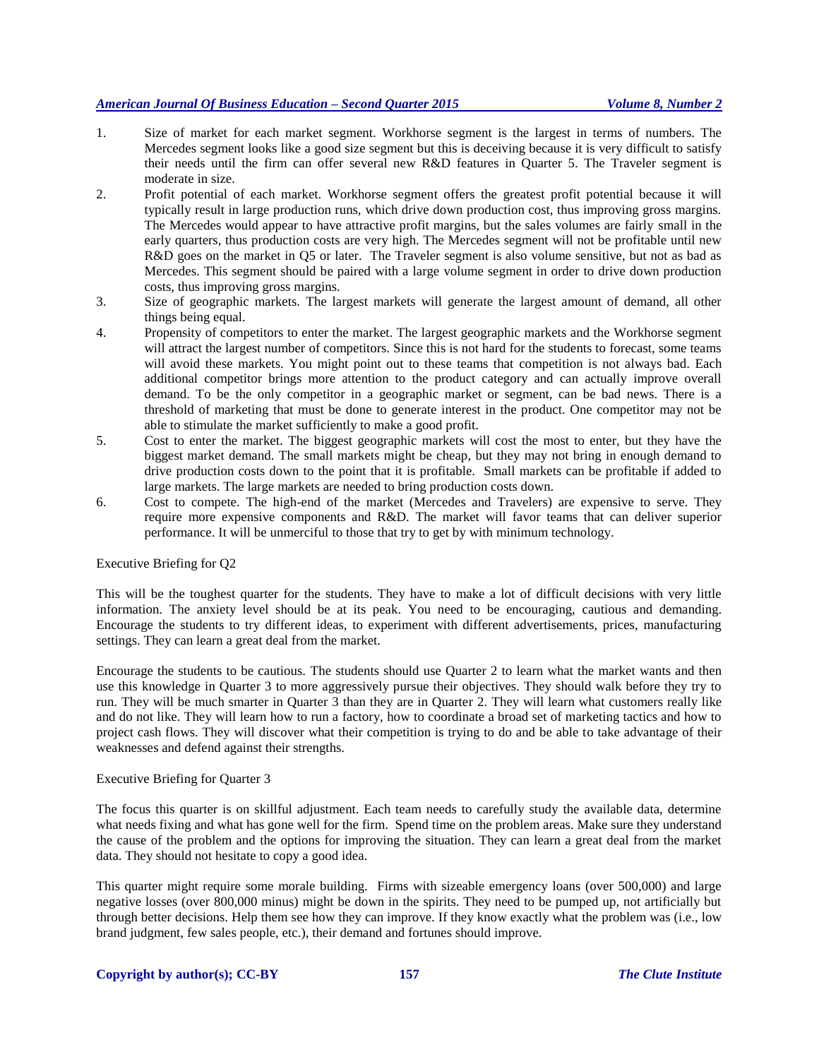1. Size of market for each market segment. Workhorse segment is the largest in terms of numbers. The Mercedes segment looks like a good size segment but this is deceiving because it is very difficult to satisfy their needs until the firm can offer several new R&D features in Quarter 5. The Traveler segment is moderate in size.
2. Profit potential of each market. Workhorse segment offers the greatest profit potential because it will typically result in large production runs, which drive down production cost, thus improving gross margins. The Mercedes would appear to have attractive profit margins, but the sales volumes are fairly small in the early quarters, thus production costs are very high. The Mercedes segment will not be profitable until new R&D goes on the market in Q5 or later. The Traveler segment is also volume sensitive, but not as bad as Mercedes. This segment should be paired with a large volume segment in order to drive down production costs, thus improving gross margins.
3. Size of geographic markets. The largest markets will generate the largest amount of demand, all other things being equal.
4. Propensity of competitors to enter the market. The largest geographic markets and the Workhorse segment will attract the largest number of competitors. Since this is not hard for the students to forecast, some teams will avoid these markets. You might point out to these teams that competition is not always bad. Each additional competitor brings more attention to the product category and can actually improve overall demand. To be the only competitor in a geographic market or segment, can be bad news. There is a threshold of marketing that must be done to generate interest in the product. One competitor may not be able to stimulate the market sufficiently to make a good profit.
5. Cost to enter the market. The biggest geographic markets will cost the most to enter, but they have the biggest market demand. The small markets might be cheap, but they may not bring in enough demand to drive production costs down to the point that it is profitable. Small markets can be profitable if added to large markets. The large markets are needed to bring production costs down.
6. Cost to compete. The high-end of the market (Mercedes and Travelers) are expensive to serve. They require more expensive components and R&D. The market will favor teams that can deliver superior performance. It will be unmerciful to those that try to get by with minimum technology.

Executive Briefing for Q2

This will be the toughest quarter for the students. They have to make a lot of difficult decisions with very little information. The anxiety level should be at its peak. You need to be encouraging, cautious and demanding. Encourage the students to try different ideas, to experiment with different advertisements, prices, manufacturing settings. They can learn a great deal from the market.

Encourage the students to be cautious. The students should use Quarter 2 to learn what the market wants and then use this knowledge in Quarter 3 to more aggressively pursue their objectives. They should walk before they try to run. They will be much smarter in Quarter 3 than they are in Quarter 2. They will learn what customers really like and do not like. They will learn how to run a factory, how to coordinate a broad set of marketing tactics and how to project cash flows. They will discover what their competition is trying to do and be able to take advantage of their weaknesses and defend against their strengths.

Executive Briefing for Quarter 3

The focus this quarter is on skillful adjustment. Each team needs to carefully study the available data, determine what needs fixing and what has gone well for the firm. Spend time on the problem areas. Make sure they understand the cause of the problem and the options for improving the situation. They can learn a great deal from the market data. They should not hesitate to copy a good idea.

This quarter might require some morale building. Firms with sizeable emergency loans (over 500,000) and large negative losses (over 800,000 minus) might be down in the spirits. They need to be pumped up, not artificially but through better decisions. Help them see how they can improve. If they know exactly what the problem was (i.e., low brand judgment, few sales people, etc.), their demand and fortunes should improve.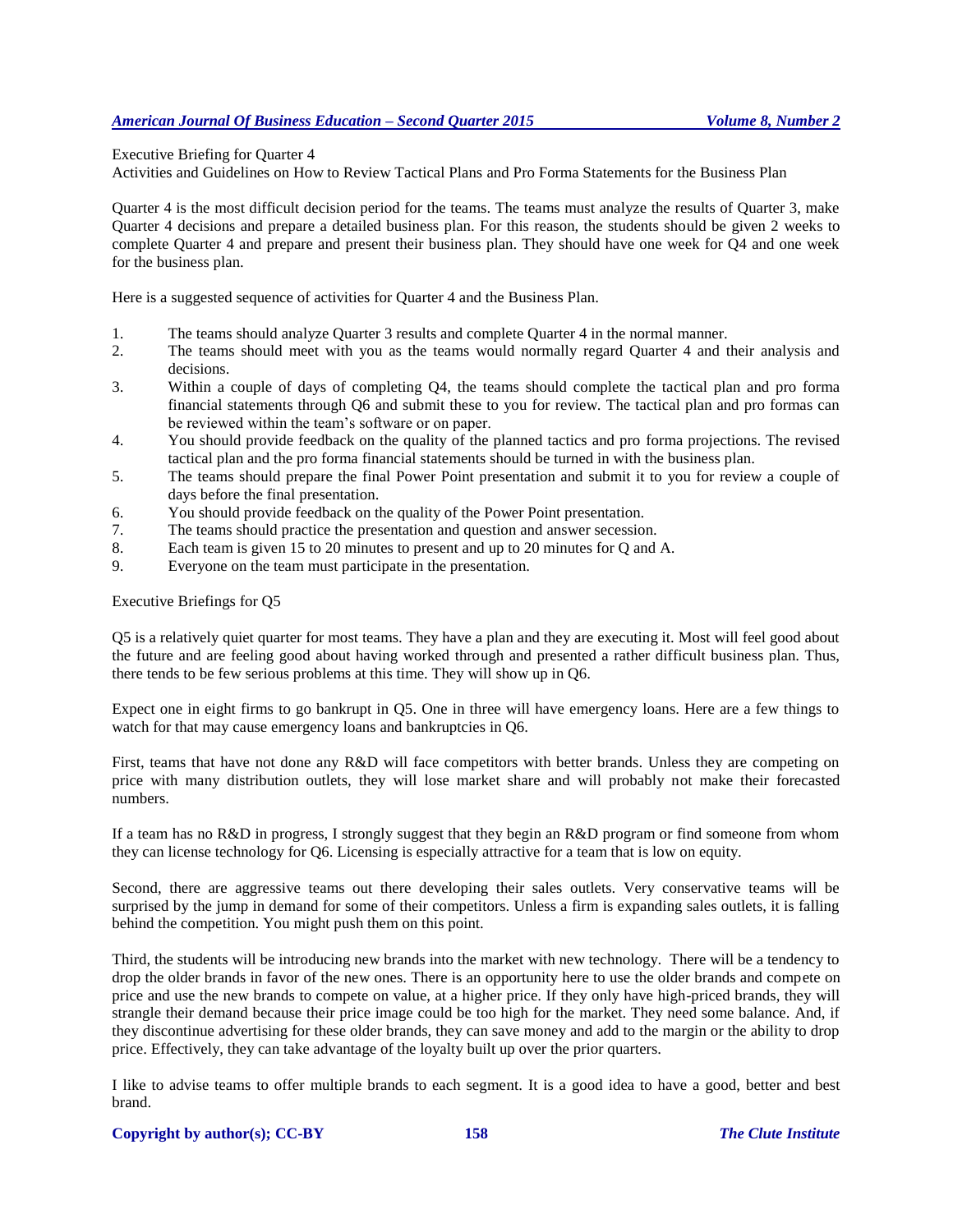Executive Briefing for Quarter 4

Activities and Guidelines on How to Review Tactical Plans and Pro Forma Statements for the Business Plan

Quarter 4 is the most difficult decision period for the teams. The teams must analyze the results of Quarter 3, make Quarter 4 decisions and prepare a detailed business plan. For this reason, the students should be given 2 weeks to complete Quarter 4 and prepare and present their business plan. They should have one week for Q4 and one week for the business plan.

Here is a suggested sequence of activities for Quarter 4 and the Business Plan.

1. The teams should analyze Quarter 3 results and complete Quarter 4 in the normal manner.
2. The teams should meet with you as the teams would normally regard Quarter 4 and their analysis and decisions.
3. Within a couple of days of completing Q4, the teams should complete the tactical plan and pro forma financial statements through Q6 and submit these to you for review. The tactical plan and pro formas can be reviewed within the team's software or on paper.
4. You should provide feedback on the quality of the planned tactics and pro forma projections. The revised tactical plan and the pro forma financial statements should be turned in with the business plan.
5. The teams should prepare the final Power Point presentation and submit it to you for review a couple of days before the final presentation.
6. You should provide feedback on the quality of the Power Point presentation.
7. The teams should practice the presentation and question and answer secession.
8. Each team is given 15 to 20 minutes to present and up to 20 minutes for Q and A.
9. Everyone on the team must participate in the presentation.

Executive Briefings for Q5

Q5 is a relatively quiet quarter for most teams. They have a plan and they are executing it. Most will feel good about the future and are feeling good about having worked through and presented a rather difficult business plan. Thus, there tends to be few serious problems at this time. They will show up in Q6.

Expect one in eight firms to go bankrupt in Q5. One in three will have emergency loans. Here are a few things to watch for that may cause emergency loans and bankruptcies in Q6.

First, teams that have not done any R&D will face competitors with better brands. Unless they are competing on price with many distribution outlets, they will lose market share and will probably not make their forecasted numbers.

If a team has no R&D in progress, I strongly suggest that they begin an R&D program or find someone from whom they can license technology for Q6. Licensing is especially attractive for a team that is low on equity.

Second, there are aggressive teams out there developing their sales outlets. Very conservative teams will be surprised by the jump in demand for some of their competitors. Unless a firm is expanding sales outlets, it is falling behind the competition. You might push them on this point.

Third, the students will be introducing new brands into the market with new technology. There will be a tendency to drop the older brands in favor of the new ones. There is an opportunity here to use the older brands and compete on price and use the new brands to compete on value, at a higher price. If they only have high-priced brands, they will strangle their demand because their price image could be too high for the market. They need some balance. And, if they discontinue advertising for these older brands, they can save money and add to the margin or the ability to drop price. Effectively, they can take advantage of the loyalty built up over the prior quarters.

I like to advise teams to offer multiple brands to each segment. It is a good idea to have a good, better and best brand.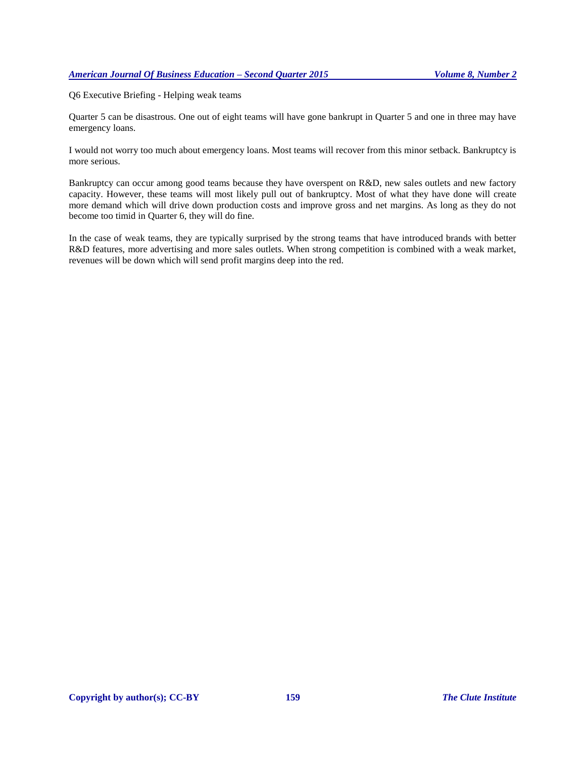Q6 Executive Briefing - Helping weak teams

Quarter 5 can be disastrous. One out of eight teams will have gone bankrupt in Quarter 5 and one in three may have emergency loans.

I would not worry too much about emergency loans. Most teams will recover from this minor setback. Bankruptcy is more serious.

Bankruptcy can occur among good teams because they have overspent on R&D, new sales outlets and new factory capacity. However, these teams will most likely pull out of bankruptcy. Most of what they have done will create more demand which will drive down production costs and improve gross and net margins. As long as they do not become too timid in Quarter 6, they will do fine.

In the case of weak teams, they are typically surprised by the strong teams that have introduced brands with better R&D features, more advertising and more sales outlets. When strong competition is combined with a weak market, revenues will be down which will send profit margins deep into the red.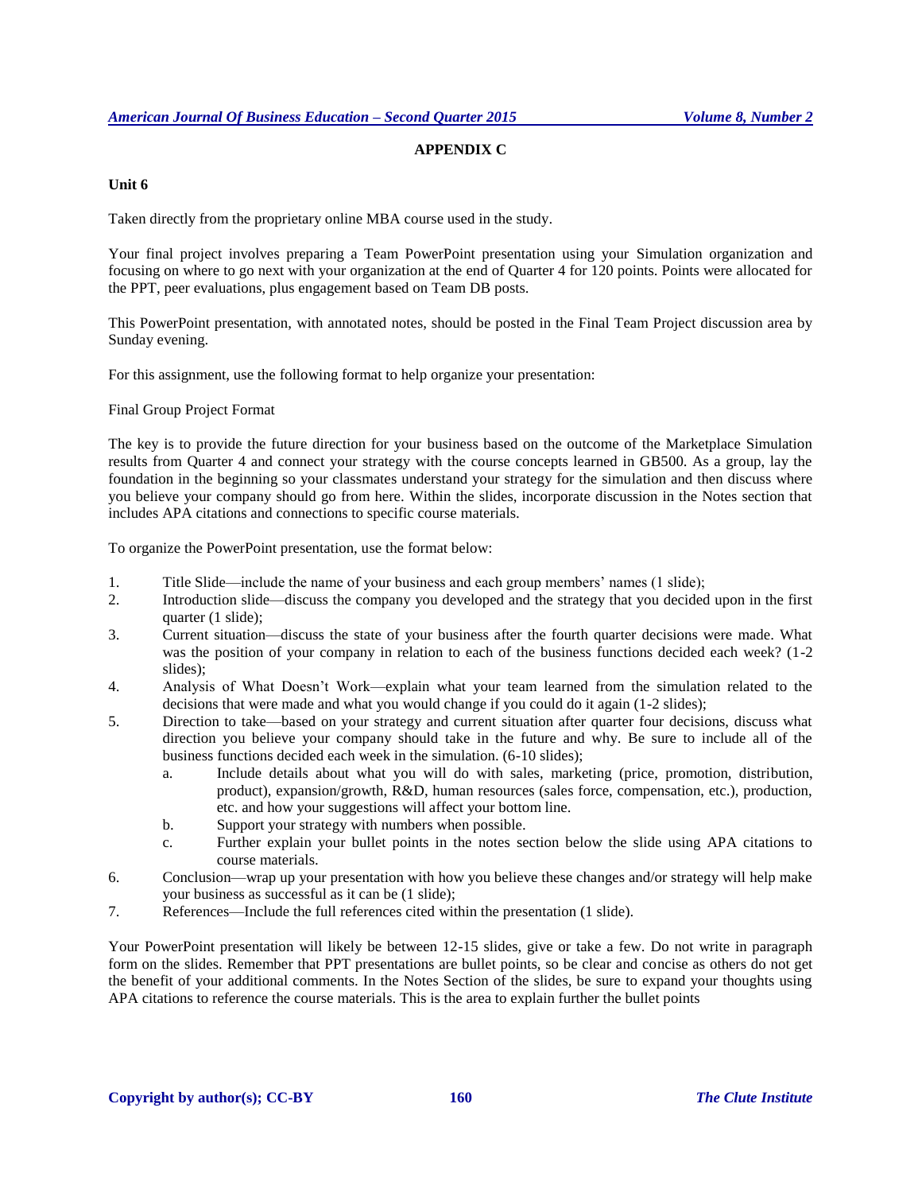## APPENDIX C

**Unit 6**

Taken directly from the proprietary online MBA course used in the study.

Your final project involves preparing a Team PowerPoint presentation using your Simulation organization and focusing on where to go next with your organization at the end of Quarter 4 for 120 points. Points were allocated for the PPT, peer evaluations, plus engagement based on Team DB posts.

This PowerPoint presentation, with annotated notes, should be posted in the Final Team Project discussion area by Sunday evening.

For this assignment, use the following format to help organize your presentation:

Final Group Project Format

The key is to provide the future direction for your business based on the outcome of the Marketplace Simulation results from Quarter 4 and connect your strategy with the course concepts learned in GB500. As a group, lay the foundation in the beginning so your classmates understand your strategy for the simulation and then discuss where you believe your company should go from here. Within the slides, incorporate discussion in the Notes section that includes APA citations and connections to specific course materials.

To organize the PowerPoint presentation, use the format below:

1. Title Slide—include the name of your business and each group members' names (1 slide);
2. Introduction slide—discuss the company you developed and the strategy that you decided upon in the first quarter (1 slide);
3. Current situation—discuss the state of your business after the fourth quarter decisions were made. What was the position of your company in relation to each of the business functions decided each week? (1-2 slides);
4. Analysis of What Doesn't Work—explain what your team learned from the simulation related to the decisions that were made and what you would change if you could do it again (1-2 slides);
5. Direction to take—based on your strategy and current situation after quarter four decisions, discuss what direction you believe your company should take in the future and why. Be sure to include all of the business functions decided each week in the simulation. (6-10 slides);
   a. Include details about what you will do with sales, marketing (price, promotion, distribution, product), expansion/growth, R&D, human resources (sales force, compensation, etc.), production, etc. and how your suggestions will affect your bottom line.
   b. Support your strategy with numbers when possible.
   c. Further explain your bullet points in the notes section below the slide using APA citations to course materials.
6. Conclusion—wrap up your presentation with how you believe these changes and/or strategy will help make your business as successful as it can be (1 slide);
7. References—Include the full references cited within the presentation (1 slide).

Your PowerPoint presentation will likely be between 12-15 slides, give or take a few. Do not write in paragraph form on the slides. Remember that PPT presentations are bullet points, so be clear and concise as others do not get the benefit of your additional comments. In the Notes Section of the slides, be sure to expand your thoughts using APA citations to reference the course materials. This is the area to explain further the bullet points